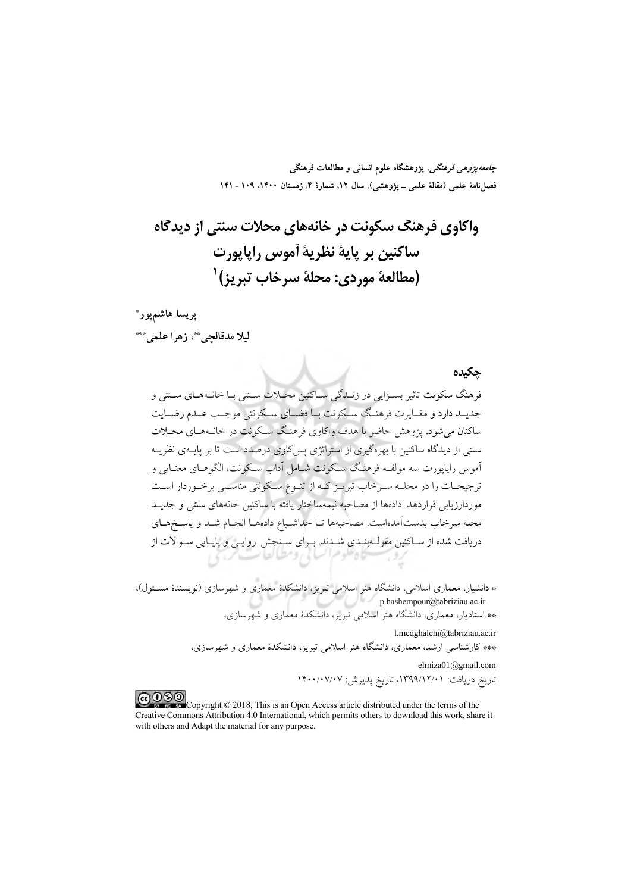*جامعه‌پژوهی فرهنگی*، پژوهشگاه علوم انسانی و مطالعات فرهنگی
فصل‌نامهٔ علمی (مقالهٔ علمی ــ پژوهشی)، سال ۱۲، شمارهٔ ۴، زمستان ۱۴۰۰، ۱۰۹ - ۱۴۱

# واکاوی فرهنگ سکونت در خانه‌های محلات سنتی از دیدگاه ساکنین بر پایهٔ نظریهٔ آموس راپاپورت (مطالعهٔ موردی: محلهٔ سرخاب تبریز)[1]

**پریسا هاشم‌پور***

**لیلا مدقالچی****، **زهرا علمی*****

## چکیده

فرهنگ سکونت تاثیر بسزایی در زندگی ساکنین محلات سنتی با خانه‌های سنتی و جدید دارد و مغایرت فرهنگ سکونت با فضای سکونتی موجب عدم رضایت ساکنان می‌شود. پژوهش حاضر با هدف واکاوی فرهنگ سکونت در خانه‌های محلات سنتی از دیدگاه ساکنین با بهره‌گیری از استراتژی پس‌کاوی درصدد است تا بر پایه‌ی نظریه آموس راپاپورت سه مولفه فرهنگ سکونت شامل آداب سکونت، الگوهای معنایی و ترجیحات را در محله سرخاب تبریز که از تنوع سکونتی مناسبی برخوردار است موردارزیابی قراردهد. داده‌ها از مصاحبه نیمه‌ساختار یافته با ساکنین خانه‌های سنتی و جدید محله سرخاب بدست‌آمده‌است. مصاحبه‌ها تا حداشباع داده‌ها انجام شد و پاسخ‌های دریافت شده از ساکنین مقوله‌بندی شدند. برای سنجش روایی و پایایی سوالات از

\* دانشیار، معماری اسلامی، دانشگاه هنر اسلامی تبریز، دانشکدهٔ معماری و شهرسازی (نویسندهٔ مسئول)، p.hashempour@tabriziau.ac.ir

\*\* استادیار، معماری، دانشگاه هنر اسلامی تبریز، دانشکدهٔ معماری و شهرسازی، l.medghalchi@tabriziau.ac.ir

\*\*\* کارشناسی ارشد، معماری، دانشگاه هنر اسلامی تبریز، دانشکدهٔ معماری و شهرسازی، elmiza01@gmail.com

تاریخ دریافت: ۱۳۹۹/۱۲/۰۱، تاریخ پذیرش: ۱۴۰۰/۰۷/۰۷

Copyright © 2018, This is an Open Access article distributed under the terms of the Creative Commons Attribution 4.0 International, which permits others to download this work, share it with others and Adapt the material for any purpose.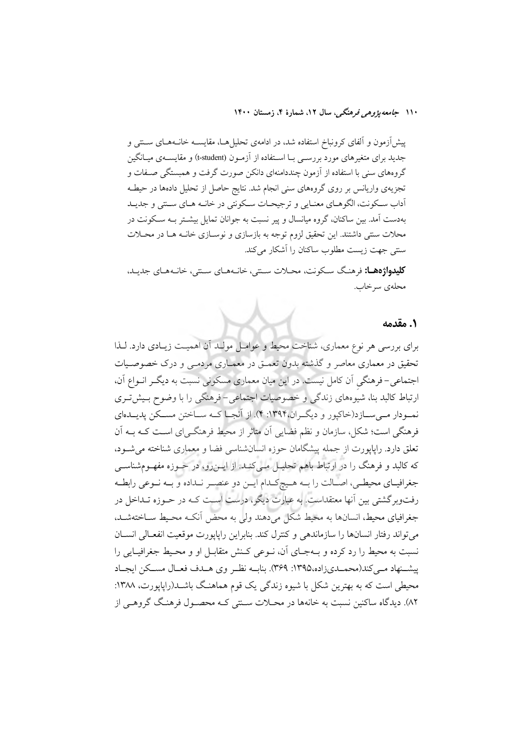پیش‌آزمون و آلفای کرونباخ استفاده شد، در ادامه‌ی تحلیل‌ها، مقایسه خانه‌های سنتی و جدید برای متغیرهای مورد بررسی با استفاده از آزمون (t-student) و مقایسه‌ی میانگین گروه‌های سنی با استفاده از آزمون چنددامنه‌ای دانکن صورت گرفت و همبستگی صفات و تجزیه‌ی واریانس بر روی گروه‌های سنی انجام شد. نتایج حاصل از تحلیل داده‌ها در حیطه آداب سکونت، الگوهای معنایی و ترجیحات سکونتی در خانه های سنتی و جدید به‌دست آمد. بین ساکنان، گروه میانسال و پیر نسبت به جوانان تمایل بیشتر بـه سکونت در محلات سنتی داشتند. این تحقیق لزوم توجه به بازسازی و نوسازی خانه ها در محلات سنتی جهت زیست مطلوب ساکنان را آشکار می‌کند.

**کلیدواژه‌ها:** فرهنگ سکونت، محلات سنتی، خانه‌های سنتی، خانه‌های جدید، محله‌ی سرخاب.

## ۱. مقدمه

برای بررسی هر نوع معماری، شناخت محیط و عوامل مولد آن اهمیت زیادی دارد. لذا تحقیق در معماری معاصر و گذشته بدون تعمق در معماری مردمی و درک خصوصیات اجتماعی-فرهنگیِ آن کامل نیست. در این میان معماری مسکونی نسبت به دیگر انواع آن، ارتباط کالبد بنا، شیوه‌های زندگی و خصوصیات اجتماعی-فرهنگی را با وضوح بیش‌تری نمودار می‌سازد(خاکپور و دیگران،۱۳۹۴: ۴). از آنجا کـه ساختن مسکن پدیده‌ای فرهنگی است؛ شکل، سازمان و نظم فضایی آن متاثر از محیط فرهنگی‌ای است کـه بـه آن تعلق دارد. راپاپورت از جمله پیشگامان حوزه انسان‌شناسی فضا و معماری شناخته می‌شود، که کالبد و فرهنگ را در ارتباط باهم تحلیل می‌کند. از این‌رو، در حوزه مفهوم‌شناسی جغرافیای محیطی، اصالت را بـه هیچ‌کدام ایـن دو عنصر نداده و بـه نـوعی رابطه رفت‌وبرگشتی بین آنها معتقداست. به عبارت دیگر، درست است کـه در حـوزه تـداخل در جغرافیای محیط، انسان‌ها به محیط شکل می‌دهند ولی به محض آنکـه محیط ساخته‌شـد، می‌تواند رفتار انسان‌ها را سازماندهی و کنترل کند. بنابراین راپاپورت موقعیت انفعالی انسان نسبت به محیط را رد کرده و بـه‌جـای آن، نـوعی کـنش متقابل او و محیط جغرافیایی را پیشنهاد مـی‌کند(محمـدی‌زاده،۱۳۹۵: ۳۶۹). بنابـه نظـر وی هـدف فعـال مسـکن ایجـاد محیطی است که به بهترین شکل با شیوه زندگی یک قوم هماهنگ باشـد(راپاپورت، ۱۳۸۸: ۸۲). دیدگاه ساکنین نسبت به خانه‌ها در محـلات سـنتی کـه محصـول فرهنگ گروهـی از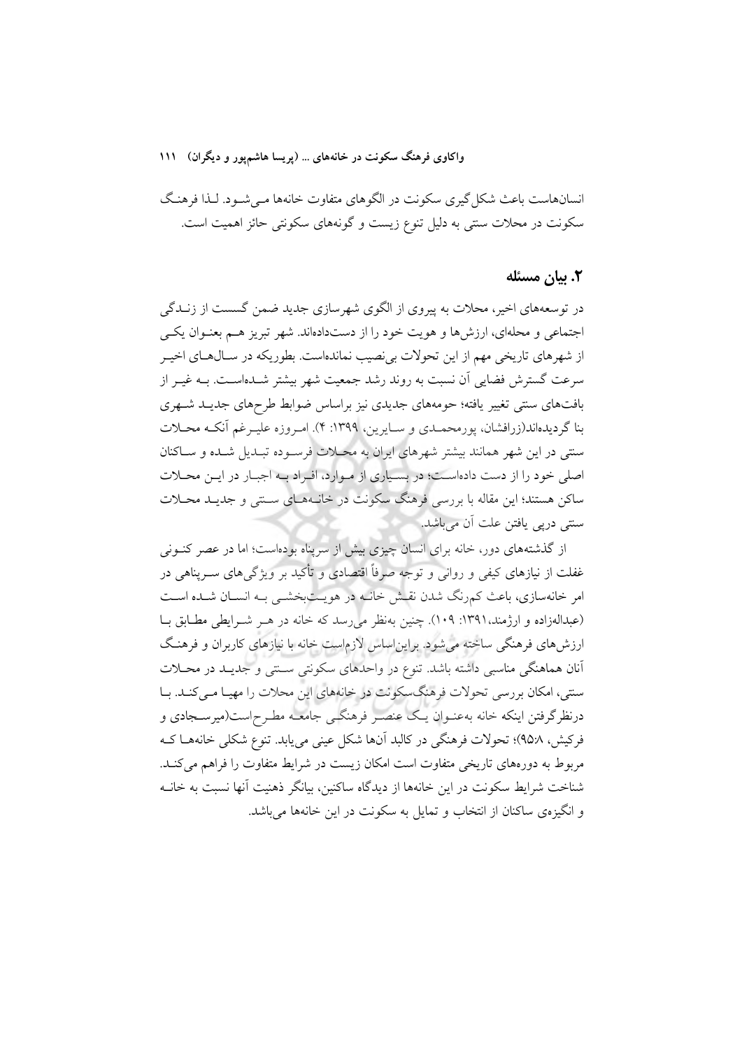انسان‌هاست باعث شکل‌گیری سکونت در الگوهای متفاوت خانه‌ها می‌شود. لذا فرهنگ سکونت در محلات سنتی به دلیل تنوع زیست و گونه‌های سکونتی حائز اهمیت است.

## ۲. بیان مسئله

در توسعه‌های اخیر، محلات به پیروی از الگوی شهرسازی جدید ضمن گسست از زندگی اجتماعی و محله‌ای، ارزش‌ها و هویت خود را از دست‌داده‌اند. شهر تبریز هم بعنوان یکی از شهرهای تاریخی مهم از این تحولات بی‌نصیب نمانده‌است. بطوریکه در سال‌های اخیر سرعت گسترش فضایی آن نسبت به روند رشد جمعیت شهر بیشتر شده‌است. به غیر از بافت‌های سنتی تغییر یافته؛ حومه‌های جدیدی نیز براساس ضوابط طرح‌های جدید شهری بنا گردیده‌اند(زرافشان، پورمحمدی و سایرین، ۱۳۹۹: ۴). امروزه علیرغم آنکه محلات سنتی در این شهر همانند بیشتر شهرهای ایران به محلات فرسوده تبدیل شده و ساکنان اصلی خود را از دست داده‌است؛ در بسیاری از موارد، افراد به اجبار در این محلات ساکن هستند؛ این مقاله با بررسی فرهنگ سکونت در خانه‌های سنتی و جدید محلات سنتی درپی یافتن علت آن می‌باشد.

از گذشته‌های دور، خانه برای انسان چیزی بیش از سرپناه بوده‌است؛ اما در عصر کنونی غفلت از نیازهای کیفی و روانی و توجه صرفاً اقتصادی و تأکید بر ویژگی‌های سرپناهی در امر خانه‌سازی، باعث کم‌رنگ شدن نقش خانه در هویت‌بخشی به انسان شده است (عبداله‌زاده و ارژمند،۱۳۹۱: ۱۰۹). چنین به‌نظر می‌رسد که خانه در هر شرایطی مطابق با ارزش‌های فرهنگی ساخته می‌شود. براین‌اساس لازم‌است خانه با نیازهای کاربران و فرهنگ آنان هماهنگی مناسبی داشته باشد. تنوع در واحدهای سکونتی سنتی و جدید در محلات سنتی، امکان بررسی تحولات فرهنگ‌سکونت در خانه‌های این محلات را مهیا می‌کند. با درنظرگرفتن اینکه خانه به‌عنوان یک عنصر فرهنگی جامعه مطرح‌است(میرسجادی و فرکیش، ۹۵:۸)؛ تحولات فرهنگی در کالبد آن‌ها شکل عینی می‌یابد. تنوع شکلی خانه‌ها که مربوط به دوره‌های تاریخی متفاوت است امکان زیست در شرایط متفاوت را فراهم می‌کند. شناخت شرایط سکونت در این خانه‌ها از دیدگاه ساکنین، بیانگر ذهنیت آنها نسبت به خانه و انگیزه‌ی ساکنان از انتخاب و تمایل به سکونت در این خانه‌ها می‌باشد.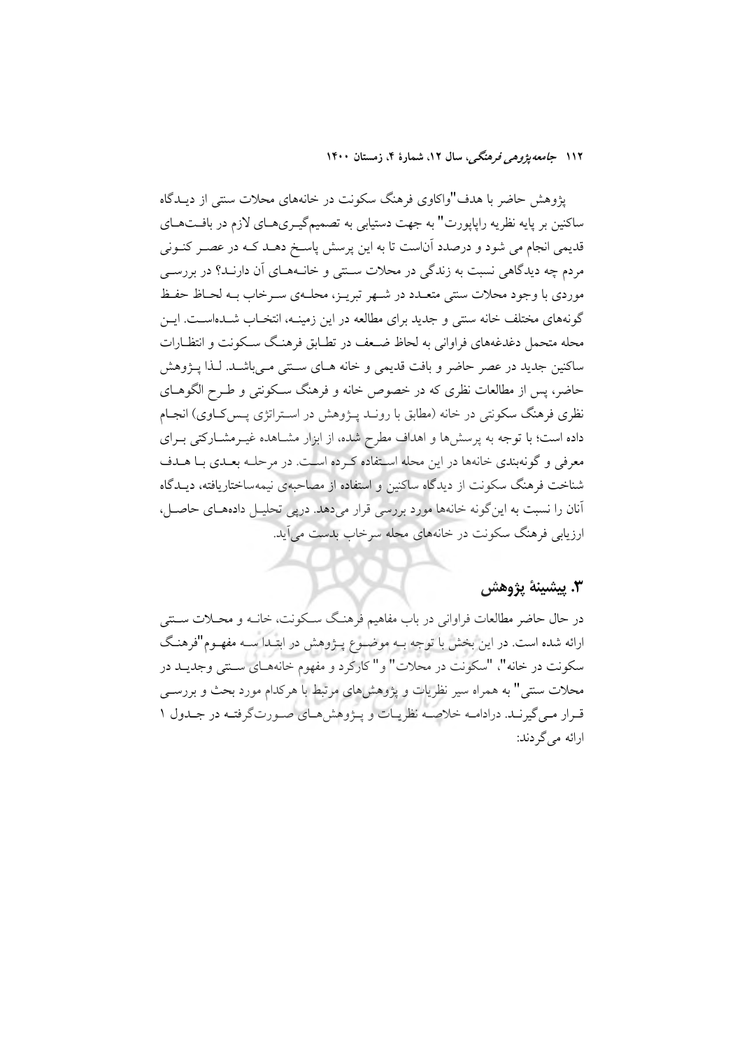پژوهش حاضر با هدف "واکاوی فرهنگ سکونت در خانه‌های محلات سنتی از دیدگاه ساکنین بر پایه نظریه راپاپورت" به جهت دستیابی به تصمیم‌گیری‌های لازم در بافت‌های قدیمی انجام می شود و درصدد آن‌است تا به این پرسش پاسخ دهد که در عصر کنونی مردم چه دیدگاهی نسبت به زندگی در محلات سنتی و خانه‌های آن دارند؟ در بررسی موردی با وجود محلات سنتی متعدد در شهر تبریز، محله‌ی سرخاب به لحاظ حفظ گونه‌های مختلف خانه سنتی و جدید برای مطالعه در این زمینه، انتخاب شده‌است. این محله متحمل دغدغه‌های فراوانی به لحاظ ضعف در تطابق فرهنگ سکونت و انتظارات ساکنین جدید در عصر حاضر و بافت قدیمی و خانه های سنتی می‌باشد. لذا پژوهش حاضر، پس از مطالعات نظری که در خصوص خانه و فرهنگ سکونتی و طرح الگوهای نظری فرهنگ سکونتی در خانه (مطابق با روند پژوهش در استراتژی پس‌کاوی) انجام داده است؛ با توجه به پرسش‌ها و اهداف مطرح شده، از ابزار مشاهده غیرمشارکتی برای معرفی و گونه‌بندی خانه‌ها در این محله استفاده کرده است. در مرحله بعدی با هدف شناخت فرهنگ سکونت از دیدگاه ساکنین و استفاده از مصاحبه‌ی نیمه‌ساختاریافته، دیدگاه آنان را نسبت به این‌گونه خانه‌ها مورد بررسی قرار می‌دهد. درپی تحلیل داده‌های حاصل، ارزیابی فرهنگ سکونت در خانه‌های محله سرخاب بدست می‌آید.

## ۳. پیشینهٔ پژوهش

در حال حاضر مطالعات فراوانی در باب مفاهیم فرهنگ سکونت، خانه و محلات سنتی ارائه شده است. در این بخش با توجه به موضوع پژوهش در ابتدا سه مفهوم "فرهنگ سکونت در خانه"، "سکونت در محلات" و "کارکرد و مفهوم خانه‌های سنتی وجدید در محلات سنتی" به همراه سیر نظریات و پژوهش‌های مرتبط با هرکدام مورد بحث و بررسی قرار می‌گیرند. درادامه خلاصه نظریات و پژوهش‌های صورت‌گرفته در جدول ۱ ارائه می‌گردند: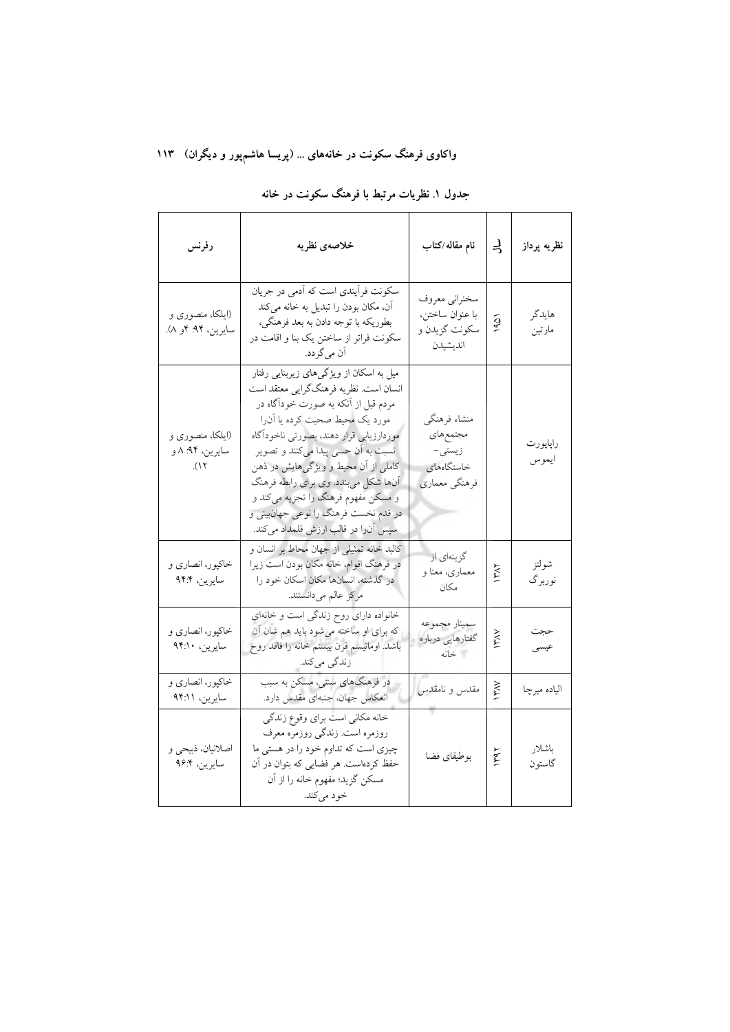**جدول ۱. نظریات مرتبط با فرهنگ سکونت در خانه**

| نظریه پرداز | سال | نام مقاله/کتاب | خلاصه‌ی نظریه | رفرنس |
|---|---|---|---|---|
| هایدگر مارتین | ۱۹۵۱ | سخنرانی معروف با عنوان ساختن، سکونت گزیدن و اندیشیدن | سکونت فرآیندی است که آدمی در جریان آن، مکان بودن را تبدیل به خانه می‌کند بطوریکه با توجه دادن به بعد فرهنگی، سکونت فراتر از ساختن یک بنا و اقامت در آن می‌گردد. | (ایلکا، منصوری و سایرین، ۹۴: ۴و ۸). |
| راپاپورت ایموس | | منشاء فرهنگی مجتمع‌های زیستی- خاستگاه‌های فرهنگی معماری | میل به اسکان از ویژگی‌های زیربنایی رفتار انسان است. نظریه فرهنگ‌گرایی معتقد است مردم قبل از آنکه به صورت خودآگاه در مورد یک محیط صحبت کرده یا آن‌را موردارزیابی قرار دهند، بصورتی ناخودآگاه نسبت به آن حسی پیدا می‌کنند و تصویر کاملی از آن محیط و ویژگی‌هایش در ذهن آن‌ها شکل می‌بندد. وی برای رابطه فرهنگ و مسکن مفهوم فرهنگ را تجزیه می‌کند و در قدم نخست فرهنگ را نوعی جهان‌بینی و سپس آن‌را در قالب ارزش قلمداد می‌کند. | (ایلکا، منصوری و سایرین، ۹۴: ۸ و ۱۲). |
| شولتز نوربرگ | ۱۳۸۲ | گزینه‌ای از معماری، معنا و مکان | کالبد خانه تمثیلی از جهان محاط بر انسان و در فرهنگ اقوام، خانه مکان بودن است زیرا در گذشته، انسان‌ها مکان اسکان خود را مرکز عالم می‌دانستند. | خاکپور، انصاری و سایرین، ۹۴:۴ |
| حجت عیسی | ۱۳۸۷ | سمینار مجموعه گفتارهایی درباره خانه | خانواده دارای روح زندگی است و خانه‌ای که برای او ساخته می‌شود باید هم شان آن باشد. اومانیسم قرن بیستم خانه را فاقد روح زندگی می‌کند. | خاکپور، انصاری و سایرین، ۹۴:۱۰ |
| الیاده میرچا | ۱۳۸۷ | مقدس و نامقدس | در فرهنگ‌های سنتی، مسکن به سبب انعکاس جهان، جنبه‌ای مقدس دارد. | خاکپور، انصاری و سایرین، ۹۴:۱۱ |
| باشلار گاستون | ۱۳۹۲ | بوطیقای فضا | خانه مکانی است برای وقوع زندگی روزمره است. زندگی روزمره معرف چیزی است که تداوم خود را در هستی ما حفظ کرده‌است. هر فضایی که بتوان در آن مسکن گزید؛ مفهوم خانه را از آن خود می‌کند. | اصلانیان، ذبیحی و سایرین، ۹۶:۴ |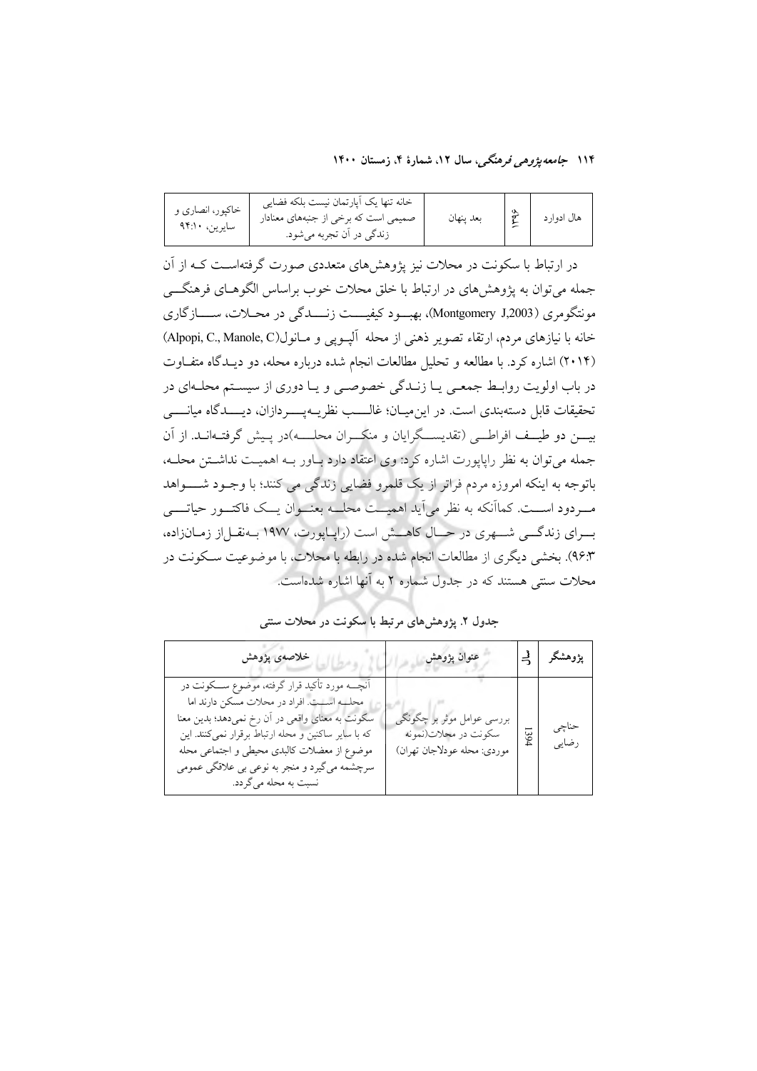| هال ادوارد | ۱۹۶۶ | بعد پنهان | خانه تنها یک آپارتمان نیست بلکه فضایی صمیمی است که برخی از جنبه‌های معنادار زندگی در آن تجربه می‌شود. | خاکپور، انصاری و سایرین، ۹۴:۱۰ |
|---|---|---|---|---|

در ارتباط با سکونت در محلات نیز پژوهش‌های متعددی صورت گرفته‌است کـه از آن جمله می‌توان به پژوهش‌های در ارتباط با خلق محلات خوب براساس الگوهـای فرهنگـی مونتگومری (Montgomery J,2003)، بهبـود کیفیـت زنـدگی در محـلات، سـازگاری خانه با نیازهای مردم، ارتقاء تصویر ذهنی از محله آلپـوپی و مـانول(Alpopi, C., Manole, C) (۲۰۱۴) اشاره کرد. با مطالعه و تحلیل مطالعات انجام شده درباره محله، دو دیـدگاه متفـاوت در باب اولویت روابـط جمعـی یـا زنـدگی خصوصـی و یـا دوری از سیسـتم محلـه‌ای در تحقیقات قابل دسته‌بندی است. در این‌میان؛ غالـب نظریـه‌پـردازان، دیـدگاه میانـی بیـن دو طیـف افراطـی (تقدیسـگرایان و منکـران محلـه)در پـیش گرفتـه‌انـد. از آن جمله می‌توان به نظر راپاپورت اشاره کرد: وی اعتقاد دارد بـاور بـه اهمیـت نداشـتن محلـه، باتوجه به اینکه امروزه مردم فراتر از یک قلمرو فضایی زندگی می کنند؛ با وجـود شـواهد مـردود اسـت. کماآنکه به نظر می‌آید اهمیـت محلـه بعنـوان یـک فاکتـور حیاتـی بـرای زندگـی شـهری در حـال کاهـش است (راپـاپورت، ۱۹۷۷ بـه‌نقـل‌از زمـان‌زاده، ۹۶:۳). بخشی دیگری از مطالعات انجام شده در رابطه با محلات، با موضوعیت سـکونت در محلات سنتی هستند که در جدول شماره ۲ به آنها اشاره شده‌است.

**جدول ۲. پژوهش‌های مرتبط با سکونت در محلات سنتی**

| پژوهشگر | سال | عنوان پژوهش | خلاصه‌ی پژوهش |
|---|---|---|---|
| حناچی رضایی | 1394 | بررسی عوامل موثر بر چگونگی سکونت در محلات(نمونه موردی: محله عودلاجان تهران) | آنچـه مورد تأکید قرار گرفته، موضوع سـکونت در محلـه اسـت. افراد در محلات مسکن دارند اما سکونت به معنای واقعی در آن رخ نمی‌دهد؛ بدین معنا که با سایر ساکنین و محله ارتباط برقرار نمی‌کنند. این موضوع از معضلات کالبدی محیطی و اجتماعی محله سرچشمه می‌گیرد و منجر به نوعی بی علاقگی عمومی نسبت به محله می‌گردد. |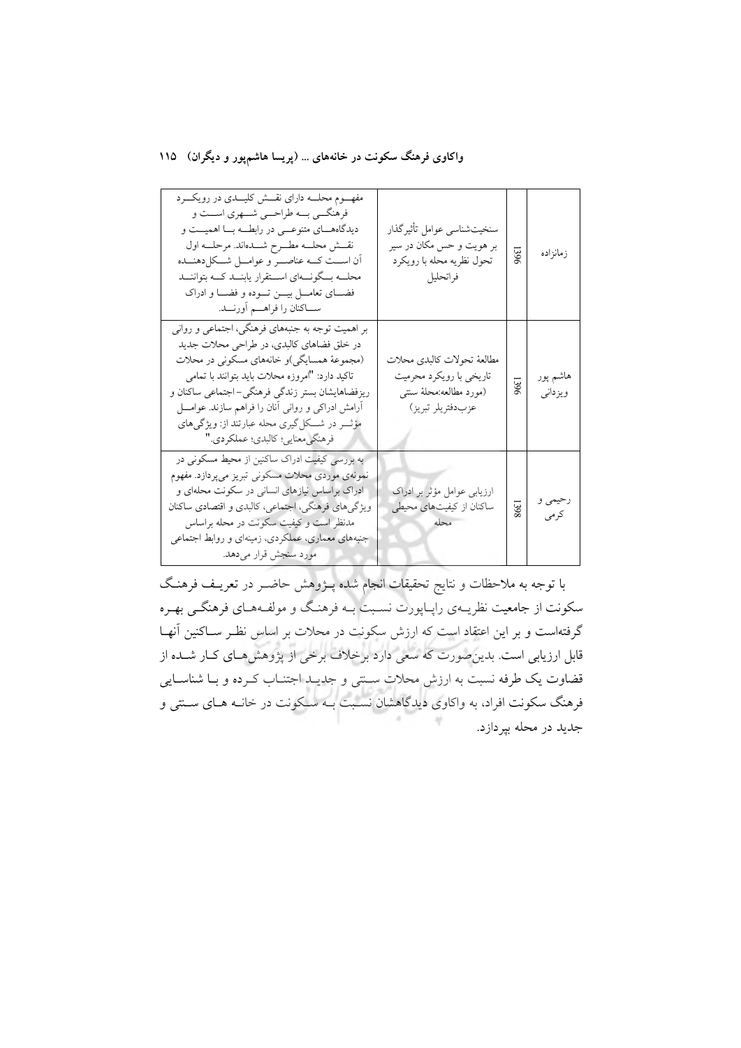| مفهوم محله دارای نقش کلیدی در رویکرد فرهنگی به طراحی شهری است و دیدگاه‌های متنوعی در رابطه با اهمیت و نقش محله مطرح شده‌اند. مرحله اول آن است که عناصر و عوامل شکل‌دهنده محله بگونه‌ای استقرار یابند که بتوانند فضای تعامل بین توده و فضا و ادراک ساکنان را فراهم آورند. | سنخیت‌شناسی عوامل تأثیرگذار بر هویت و حس مکان در سیر تحول نظریه محله با رویکرد فراتحلیل | 1396 | زمانزاده |
|---|---|---|---|
| بر اهمیت توجه به جنبه‌های فرهنگی، اجتماعی و روانی در خلق فضاهای کالبدی، در طراحی محلات جدید (مجموعهٔ همسایگی)و خانه‌های مسکونی در محلات تاکید دارد: "امروزه محلات باید بتوانند با تمامی ریزفضاهایشان بستر زندگی فرهنگی-اجتماعی ساکنان و آرامش ادراکی و روانی آنان را فراهم سازند. عوامل مؤثر در شکل‌گیری محله عبارتند از: ویژگی‌های فرهنگی‌معنایی؛ کالبدی؛ عملکردی." | مطالعهٔ تحولات کالبدی محلات تاریخی با رویکرد محرمیت (مورد مطالعه:محلهٔ سنتی عزب‌دفتریلر تبریز) | 1396 | هاشم پور ویزدانی |
| به بررسی کیفیت ادراک ساکنین از محیط مسکونی در نمونه‌ی موردی محلات مسکونی تبریز می‌پردازد. مفهوم ادراک براساس نیازهای انسانی در سکونت محله‌ای و ویژگی‌های فرهنگی، اجتماعی، کالبدی و اقتصادی ساکنان مدنظر است و کیفیت سکونت در محله براساس جنبه‌های معماری، عملکردی، زمینه‌ای و روابط اجتماعی مورد سنجش قرار می‌دهد. | ارزیابی عوامل مؤثر بر ادراک ساکنان از کیفیت‌های محیطی محله | 1398 | رحیمی و کرمی |

با توجه به ملاحظات و نتایج تحقیقات انجام شده پژوهش حاضر در تعریف فرهنگ سکونت از جامعیت نظریه‌ی راپاپورت نسبت به فرهنگ و مولفه‌های فرهنگی بهره گرفته‌است و بر این اعتقاد است که ارزش سکونت در محلات بر اساس نظر ساکنین آنها قابل ارزیابی است. بدین‌صورت که سعی دارد برخلاف برخی از پژوهش‌های کار شده از قضاوت یک طرفه نسبت به ارزش محلات سنتی و جدید اجتناب کرده و با شناسایی فرهنگ سکونت افراد، به واکاوی دیدگاهشان نسبت به سکونت در خانه های سنتی و جدید در محله بپردازد.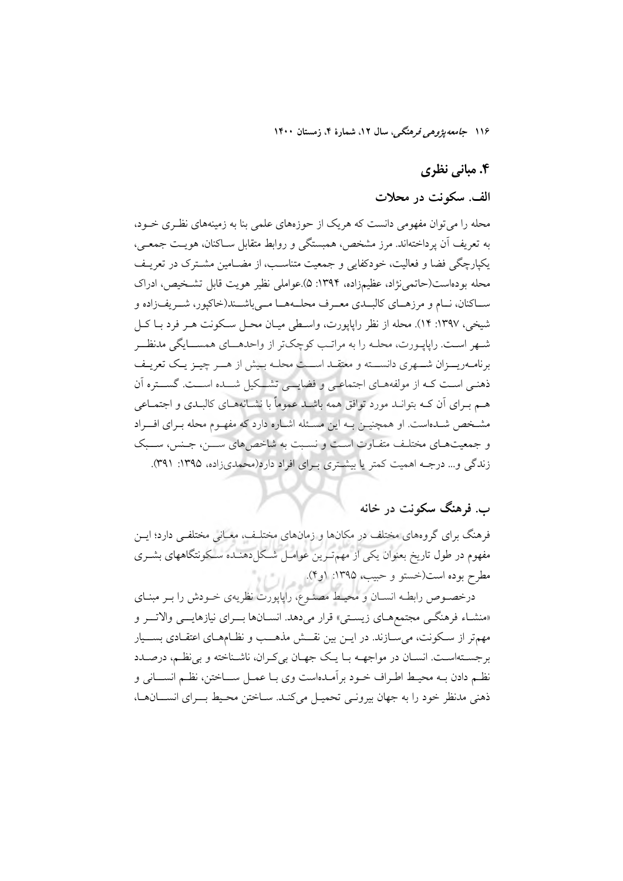## ۴. مبانی نظری

### الف. سکونت در محلات

محله را می‌توان مفهومی دانست که هریک از حوزه‌های علمی بنا به زمینه‌های نظری خود، به تعریف آن پرداخته‌اند. مرز مشخص، همبستگی و روابط متقابل ساکنان، هویت جمعی، یکپارچگی فضا و فعالیت، خودکفایی و جمعیت متناسب، از مضامین مشترک در تعریف محله بوده‌است(حاتمی‌نژاد، عظیم‌زاده، ۱۳۹۴: ۵).عواملی نظیر هویت قابل تشخیص، ادراک ساکنان، نام و مرزهای کالبدی معرف محله‌ها می‌باشند(خاکپور، شریف‌زاده و شیخی، ۱۳۹۷: ۱۴). محله از نظر راپاپورت، واسطی میان محل سکونت هر فرد با کل شهر است. راپاپورت، محله را به مراتب کوچک‌تر از واحدهای همسایگی مدنظر برنامه‌ریزان شهری دانسته و معتقد است محله بیش از هر چیز یک تعریف ذهنی است که از مولفه‌های اجتماعی و فضایی تشکیل شده است. گستره آن هم برای آن که بتواند مورد توافق همه باشد عموماً با نشانه‌های کالبدی و اجتماعی مشخص شده‌است. او همچنین به این مسئله اشاره دارد که مفهوم محله برای افراد و جمعیت‌های مختلف متفاوت است و نسبت به شاخص‌های سن، جنس، سبک زندگی و... درجه اهمیت کمتر یا بیشتری برای افراد دارد(محمدی‌زاده، ۱۳۹۵: ۳۹۱).

### ب. فرهنگ سکونت در خانه

فرهنگ برای گروه‌های مختلف در مکان‌ها و زمان‌های مختلف، معانی مختلفی دارد؛ این مفهوم در طول تاریخ بعنوان یکی از مهم‌ترین عوامل شکل‌دهنده سکونتگاههای بشری مطرح بوده است(خستو و حبیب، ۱۳۹۵: ۱و۴).

درخصوص رابطه انسان و محیط مصنوع، راپاپورت نظریه‌ی خودش را بر مبنای «منشاء فرهنگی مجتمع‌های زیستی» قرار می‌دهد. انسان‌ها برای نیازهایی والاتر و مهم‌تر از سکونت، می‌سازند. در این بین نقش مذهب و نظام‌های اعتقادی بسیار برجسته‌است. انسان در مواجهه با یک جهان بی‌کران، ناشناخته و بی‌نظم، درصدد نظم دادن به محیط اطراف خود برآمده‌است وی با عمل ساختن، نظم انسانی و ذهنی مدنظر خود را به جهان بیرونی تحمیل می‌کند. ساختن محیط برای انسان‌ها،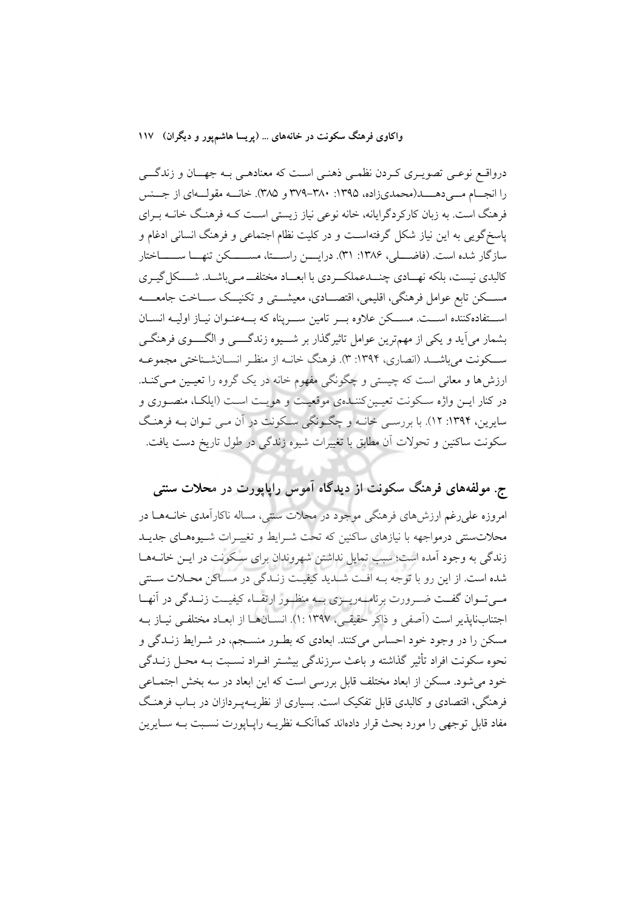درواقع نوعی تصویری کردن نظمی ذهنی است که معنادهی به جهان و زندگی را انجام می‌دهد(محمدی‌زاده، ۱۳۹۵: ۳۸۰-۳۷۹ و ۳۸۵). خانه مقوله‌ای از جنس فرهنگ است. به زبان کارکردگرایانه، خانه نوعی نیاز زیستی است که فرهنگ خانه برای پاسخ‌گویی به این نیاز شکل گرفته‌است و در کلیت نظام اجتماعی و فرهنگ انسانی ادغام و سازگار شده است. (فاضلی، ۱۳۸۶: ۳۱). دراین راستا، مسکن تنها ساختار کالبدی نیست، بلکه نهادی چندعملکردی با ابعاد مختلف می‌باشد. شکل‌گیری مسکن تابع عوامل فرهنگی، اقلیمی، اقتصادی، معیشتی و تکنیک ساخت جامعه استفاده‌کننده است. مسکن علاوه بر تامین سرپناه که به‌عنوان نیاز اولیه انسان بشمار می‌آید و یکی از مهم‌ترین عوامل تاثیرگذار بر شیوه زندگی و الگوی فرهنگی سکونت می‌باشد (انصاری، ۱۳۹۴: ۳). فرهنگ خانه از منظر انسان‌شناختی مجموعه ارزش‌ها و معانی است که چیستی و چگونگی مفهوم خانه در یک گروه را تعیین می‌کند. در کنار این واژه سکونت تعیین‌کننده‌ی موقعیت و هویت است (ایلکا، منصوری و سایرین، ۱۳۹۴: ۱۲). با بررسی خانه و چگونگی سکونت در آن می توان به فرهنگ سکونت ساکنین و تحولات آن مطابق با تغییرات شیوه زندگی در طول تاریخ دست یافت.

## ج. مولفه‌های فرهنگ سکونت از دیدگاه آموس راپاپورت در محلات سنتی

امروزه علی‌رغم ارزش‌های فرهنگی موجود در محلات سنتی، مساله ناکارآمدی خانه‌ها در محلات‌سنتی درمواجهه با نیازهای ساکنین که تحت شرایط و تغییرات شیوه‌های جدید زندگی به وجود آمده است؛ سبب تمایل نداشتن شهروندان برای سکونت در این خانه‌ها شده است. از این رو با توجه به افت شدید کیفیت زندگی در مساکن محلات سنتی می‌توان گفت ضرورت برنامه‌ریزی به منظور ارتقاء کیفیت زندگی در آنها اجتناب‌ناپذیر است (آصفی و ذاکر حقیقی، ۱۳۹۷ :۱). انسان‌ها از ابعاد مختلفی نیاز به مسکن را در وجود خود احساس می‌کنند. ابعادی که بطور منسجم، در شرایط زندگی و نحوه سکونت افراد تأثیر گذاشته و باعث سرزندگی بیشتر افراد نسبت به محل زندگی خود می‌شود. مسکن از ابعاد مختلف قابل بررسی است که این ابعاد در سه بخش اجتماعی فرهنگی، اقتصادی و کالبدی قابل تفکیک است. بسیاری از نظریه‌پردازان در باب فرهنگ مفاد قابل توجهی را مورد بحث قرار داده‌اند کماآنکه نظریه راپاپورت نسبت به سایرین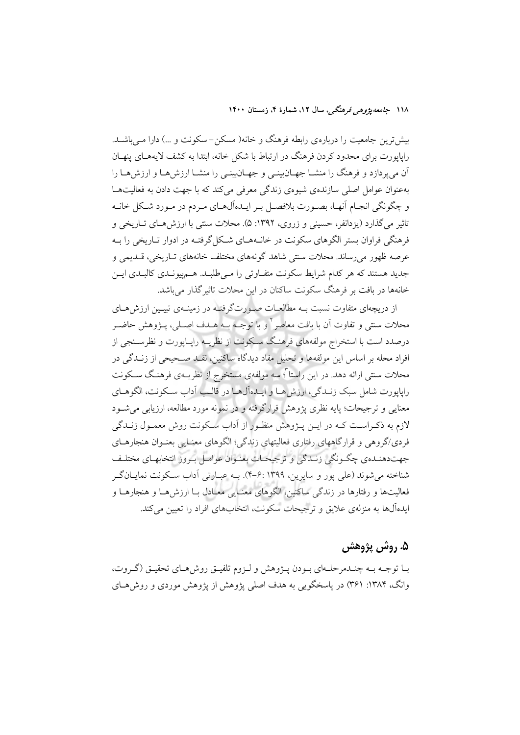بیش‌ترین جامعیت را درباره‌ی رابطه فرهنگ و خانه( مسکن– سکونت و ...) دارا می‌باشد. راپاپورت برای محدود کردن فرهنگ در ارتباط با شکل خانه، ابتدا به کشف لایه‌های پنهان آن می‌پردازد و فرهنگ را منشا جهان‌بینی و جهان‌بینی را منشا ارزش‌ها و ارزش‌ها را به‌عنوان عوامل اصلی سازنده‌ی شیوه‌ی زندگی معرفی می‌کند که با جهت دادن به فعالیت‌ها و چگونگی انجام آنها، بصورت بلافصل بر ایده‌آل‌های مردم در مورد شکل خانه تاثیر می‌گذارد (یزدانفر، حسینی و زروی، ۱۳۹۲: ۵). محلات سنتی با ارزش‌های تاریخی و فرهنگی فراوان بستر الگوهای سکونت در خانه‌های شکل‌گرفته در ادوار تاریخی را به عرصه ظهور می‌رساند. محلات سنتی شاهد گونه‌های مختلف خانه‌های تاریخی، قدیمی و جدید هستند که هر کدام شرایط سکونت متفاوتی را می‌طلبد. هم‌پیوندی کالبدی این خانه‌ها در بافت بر فرهنگ سکونت ساکنان در این محلات تاثیرگذار می‌باشد.

از دریچه‌ای متفاوت نسبت به مطالعات صورت‌گرفته در زمینه‌ی تبیین ارزش‌های محلات سنتی و تفاوت آن با بافت معاصر[۲] و با توجه به هدف اصلی، پژوهش حاضر درصدد است با استخراج مولفه‌های فرهنگ سکونت از نظریه راپاپورت و نظرسنجی از افراد محله بر اساس این مولفه‌ها و تحلیل مفاد دیدگاه ساکنین، نقد صحیحی از زندگی در محلات سنتی ارائه دهد. در این راستا[۳]؛ سه مولفه‌ی مستخرج از نظریه‌ی فرهنگ سکونت راپاپورت شامل سبک زندگی، ارزش‌ها و ایده‌آل‌ها در قالب آداب سکونت، الگوهای معنایی و ترجیحات؛ پایه نظری پژوهش قرارگرفته و در نمونه مورد مطالعه، ارزیابی می‌شود لازم به ذکراست که در این پژوهش منظور از آداب سکونت روش معمول زندگی فردی/گروهی و قرارگاههای رفتاری فعالیتهای زندگی؛ الگوهای معنایی بعنوان هنجارهای جهت‌دهنده‌ی چگونگی زندگی و ترجیحات بعنوان عوامل بروز انتخابهای مختلف شناخته می‌شوند (علی پور و سایرین، ۱۳۹۹ :۶-۴). به عبارتی آداب سکونت نمایان‌گر فعالیت‌ها و رفتارها در زندگی ساکنین، الگوهای معنایی معادل با ارزش‌ها و هنجارها و ایده‌آل‌ها به منزله‌ی علایق و ترجیحات سکونت، انتخاب‌های افراد را تعیین می‌کند.

## ۵. روش پژوهش

با توجه به چندمرحله‌ای بودن پژوهش و لزوم تلفیق روش‌های تحقیق (گروت، وانگ، ۱۳۸۴: ۳۶۱) در پاسخگویی به هدف اصلی پژوهش از پژوهش موردی و روش‌های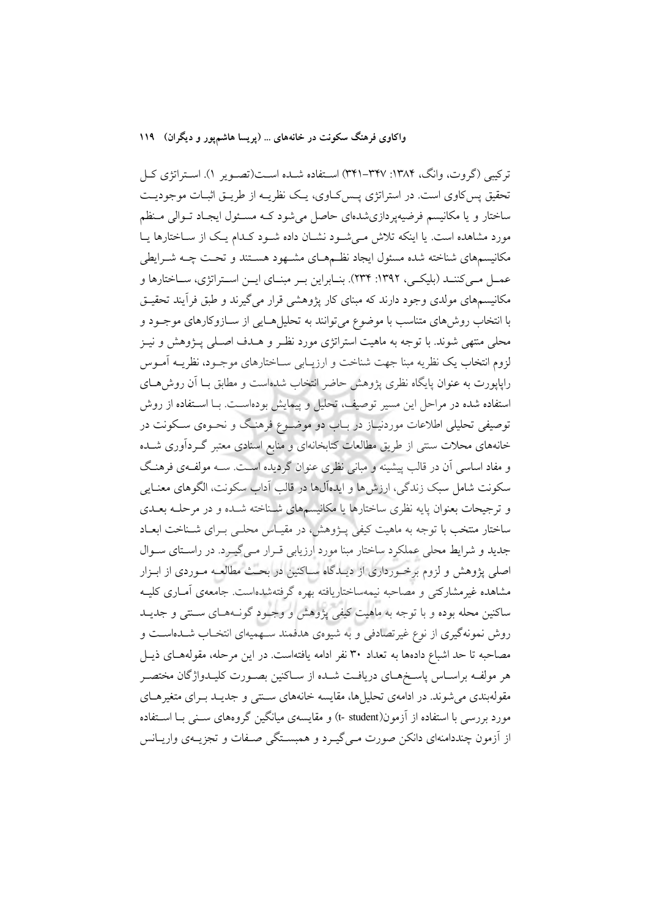ترکیبی (گروت، وانگ، ۱۳۸۴: ۳۴۷–۳۴۱) استفاده شده است(تصویر ۱). استراتژی کل تحقیق پس‌کاوی است. در استراتژی پس‌کاوی، یک نظریه از طریق اثبات موجودیت ساختار و یا مکانیسم فرضیه‌پردازی‌شده‌ای حاصل می‌شود که مسئول ایجاد توالی منظم مورد مشاهده است. یا اینکه تلاش می‌شود نشان داده شود کدام یک از ساختارها یا مکانیسم‌های شناخته شده مسئول ایجاد نظم‌های مشهود هستند و تحت چه شرایطی عمل می‌کنند (بلیکی، ۱۳۹۲: ۲۳۴). بنابراین بر مبنای این استراتژی، ساختارها و مکانیسم‌های مولدی وجود دارند که مبنای کار پژوهشی قرار می‌گیرند و طبق فرآیند تحقیق با انتخاب روش‌های متناسب با موضوع می‌توانند به تحلیل‌هایی از سازوکارهای موجود و محلی منتهی شوند. با توجه به ماهیت استراتژی مورد نظر و هدف اصلی پژوهش و نیز لزوم انتخاب یک نظریه مبنا جهت شناخت و ارزیابی ساختارهای موجود، نظریه آموس راپاپورت به عنوان پایگاه نظری پژوهش حاضر انتخاب شده‌است و مطابق با آن روش‌های استفاده شده در مراحل این مسیر توصیف، تحلیل و پیمایش بوده‌است. با استفاده از روش توصیفی تحلیلی اطلاعات موردنیاز در باب دو موضوع فرهنگ و نحوه‌ی سکونت در خانه‌های محلات سنتی از طریق مطالعات کتابخانه‌ای و منابع اسنادی معتبر گردآوری شده و مفاد اساسی آن در قالب پیشینه و مبانی نظری عنوان گردیده است. سه مولفه‌ی فرهنگ سکونت شامل سبک زندگی، ارزش‌ها و ایده‌آل‌ها در قالب آداب سکونت، الگوهای معنایی و ترجیحات بعنوان پایه نظری ساختارها یا مکانیسم‌های شناخته شده و در مرحله بعدی ساختار منتخب با توجه به ماهیت کیفی پژوهش، در مقیاس محلی برای شناخت ابعاد جدید و شرایط محلی عملکرد ساختار مبنا مورد ارزیابی قرار می‌گیرد. در راستای سوال اصلی پژوهش و لزوم برخورداری از دیدگاه ساکنین در بحث مطالعه موردی از ابزار مشاهده غیرمشارکتی و مصاحبه نیمه‌ساختاریافته بهره گرفته‌شده‌است. جامعه‌ی آماری کلیه ساکنین محله بوده و با توجه به ماهیت کیفی پژوهش و وجود گونه‌های سنتی و جدید روش نمونه‌گیری از نوع غیرتصادفی و به شیوه‌ی هدفمند سهمیه‌ای انتخاب شده‌است و مصاحبه تا حد اشباع داده‌ها به تعداد ۳۰ نفر ادامه یافته‌است. در این مرحله، مقوله‌های ذیل هر مولفه براساس پاسخ‌های دریافت شده از ساکنین بصورت کلیدواژگان مختصر مقوله‌بندی می‌شوند. در ادامه‌ی تحلیل‌ها، مقایسه خانه‌های سنتی و جدید برای متغیرهای مورد بررسی با استفاده از آزمون(t- student) و مقایسه‌ی میانگین گروه‌های سنی با استفاده از آزمون چنددامنه‌ای دانکن صورت می‌گیرد و همبستگی صفات و تجزیه‌ی واریانس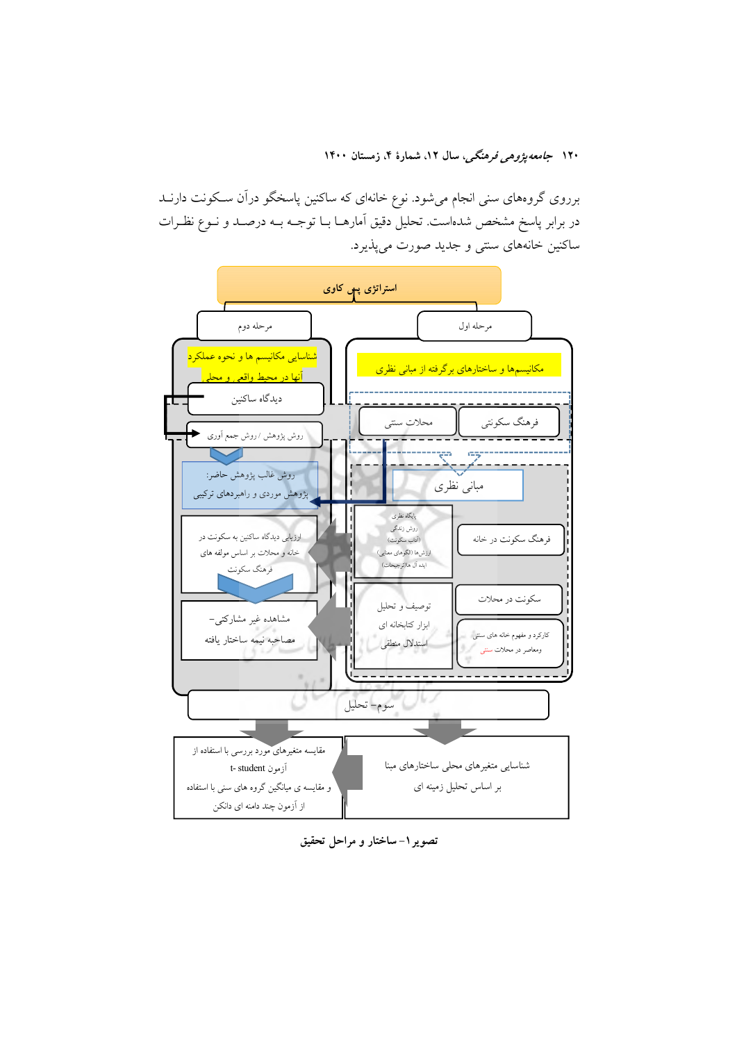بر روی گروه‌های سنی انجام می‌شود. نوع خانه‌ای که ساکنین پاسخگو درآن سکونت دارند در برابر پاسخ مشخص شده‌است. تحلیل دقیق آمارها با توجه به درصد و نوع نظرات ساکنین خانه‌های سنتی و جدید صورت می‌پذیرد.

استراتژی پس کاوی

مرحله اول

مکانیسم‌ها و ساختارهای برگرفته از مبانی نظری

فرهنگ سکونتی

محلات سنتی

مبانی نظری

فرهنگ سکونت در خانه

پایگاه نظری
روش زندگی
(آداب سکونت)
ارزش‌ها (الگوهای معنایی)
ایده آل ها(ترجیحات)

سکونت در محلات

کارکرد و مفهوم خانه های سنتی و معاصر در محلات سنتی

توصیف و تحلیل
ابزار کتابخانه ای
استدلال منطقی

مرحله دوم

شناسایی مکانیسم ها و نحوه عملکرد آنها در محیط واقعی و محلی

دیدگاه ساکنین

روش پژوهش / روش جمع آوری

روش غالب پژوهش حاضر:
پژوهش موردی و راهبردهای ترکیبی

ارزیابی دیدگاه ساکنین به سکونت در خانه و محلات بر اساس مولفه های فرهنگ سکونت

مشاهده غیر مشارکتی– مصاحبه نیمه ساختار یافته

سوم– تحلیل

شناسایی متغیرهای محلی ساختارهای مبنا بر اساس تحلیل زمینه ای

مقایسه متغیرهای مورد بررسی با استفاده از آزمون t- student و مقایسه ی میانگین گروه های سنی با استفاده از آزمون چند دامنه ای دانکن

تصویر۱– ساختار و مراحل تحقیق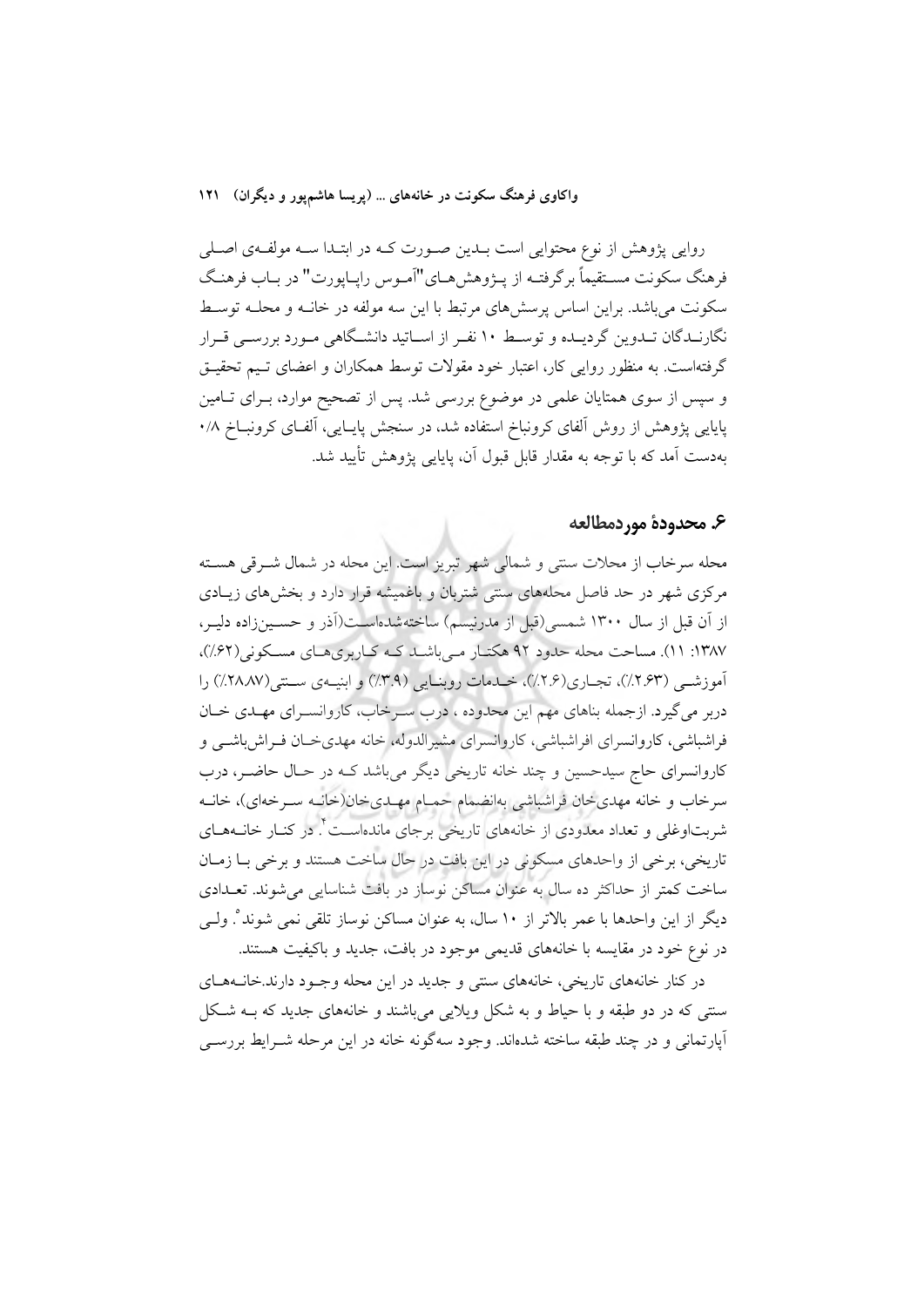روایی پژوهش از نوع محتوایی است بدین صورت که در ابتدا سه مولفه‌ی اصلی فرهنگ سکونت مستقیماً برگرفته از پژوهش‌های "آموس راپاپورت" در باب فرهنگ سکونت می‌باشد. براین اساس پرسش‌های مرتبط با این سه مولفه در خانه و محله توسط نگارندگان تدوین گردیده و توسط ۱۰ نفر از اساتید دانشگاهی مورد بررسی قرار گرفته‌است. به منظور روایی کار، اعتبار خود مقولات توسط همکاران و اعضای تیم تحقیق و سپس از سوی همتایان علمی در موضوع بررسی شد. پس از تصحیح موارد، برای تامین پایایی پژوهش از روش آلفای کرونباخ استفاده شد، در سنجش پایایی، آلفای کرونباخ ۰/۸ به‌دست آمد که با توجه به مقدار قابل قبول آن، پایایی پژوهش تأیید شد.

## ۶. محدودهٔ موردمطالعه

محله سرخاب از محلات سنتی و شمالی شهر تبریز است. این محله در شمال شرقی هسته مرکزی شهر در حد فاصل محله‌های سنتی شتربان و باغمیشه قرار دارد و بخش‌های زیادی از آن قبل از سال ۱۳۰۰ شمسی(قبل از مدرنیسم) ساخته‌شده‌است(آذر و حسین‌زاده دلیر، ۱۳۸۷: ۱۱). مساحت محله حدود ۹۲ هکتار می‌باشد که کاربری‌های مسکونی(۶۲٪)، آموزشی (۲.۶۳٪)، تجاری(۲.۶٪)، خدمات روبنایی (۳.۹٪) و ابنیه‌ی سنتی(۲۸.۸۷٪) را دربر می‌گیرد. ازجمله بناهای مهم این محدوده ، درب سرخاب، کاروانسرای مهدی خان فراشباشی، کاروانسرای افراشباشی، کاروانسرای مشیرالدوله، خانه مهدی‌خان فراش‌باشی و کاروانسرای حاج سیدحسین و چند خانه تاریخی دیگر می‌باشد که در حال حاضر، درب سرخاب و خانه مهدی‌خان فراشباشی به‌انضمام حمام مهدی‌خان(خانه سرخه‌ای)، خانه شربت‌اوغلی و تعداد معدودی از خانه‌های تاریخی برجای مانده‌است[۴]. در کنار خانه‌های تاریخی، برخی از واحدهای مسکونی در این بافت در حال ساخت هستند و برخی با زمان ساخت کمتر از حداکثر ده سال به عنوان مساکن نوساز در بافت شناسایی می‌شوند. تعدادی دیگر از این واحدها با عمر بالاتر از ۱۰ سال، به عنوان مساکن نوساز تلقی نمی شوند[۵]. ولی در نوع خود در مقایسه با خانه‌های قدیمی موجود در بافت، جدید و باکیفیت هستند.

در کنار خانه‌های تاریخی، خانه‌های سنتی و جدید در این محله وجود دارند.خانه‌های سنتی که در دو طبقه و با حیاط و به شکل ویلایی می‌باشند و خانه‌های جدید که به شکل آپارتمانی و در چند طبقه ساخته شده‌اند. وجود سه‌گونه خانه در این مرحله شرایط بررسی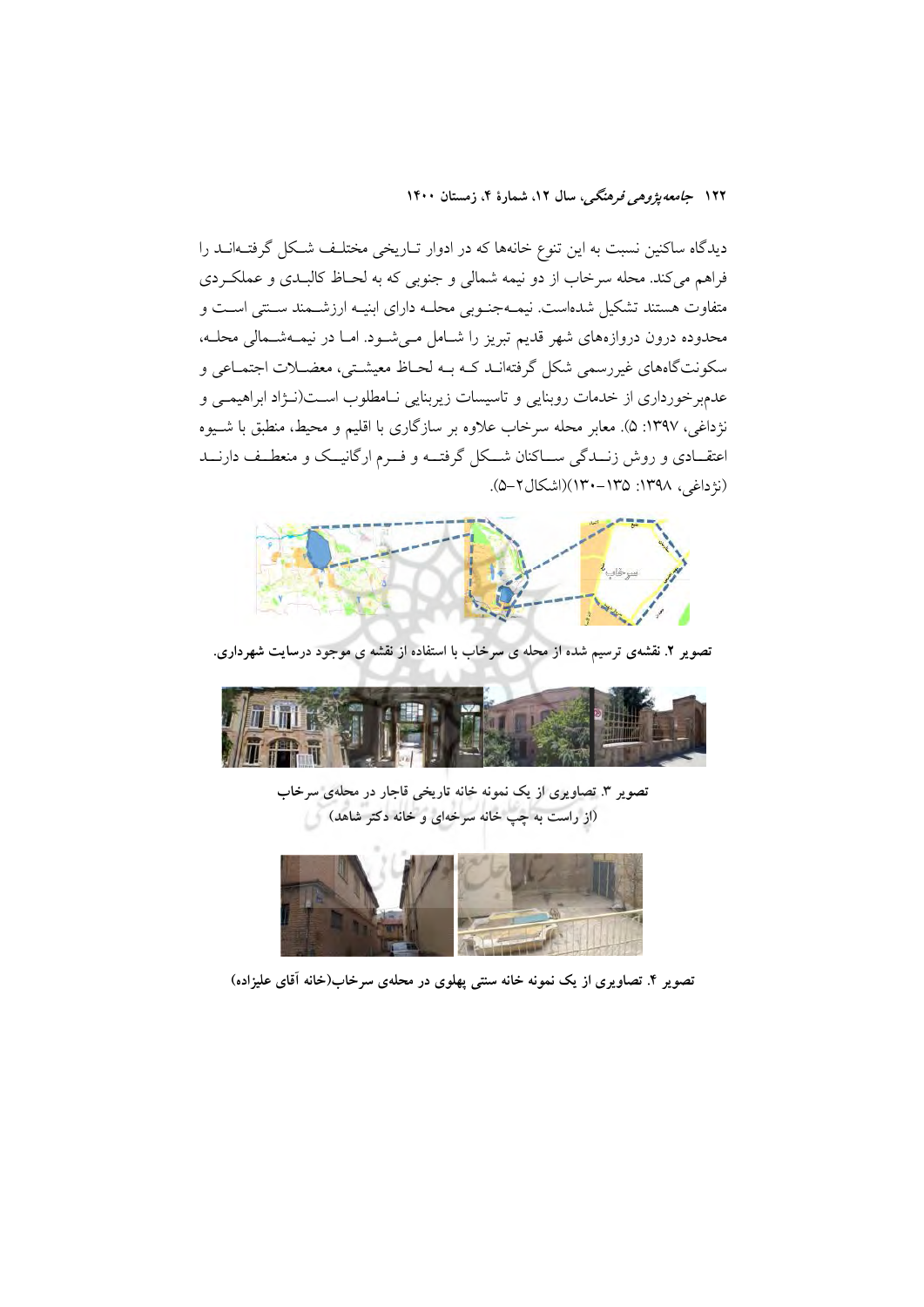دیدگاه ساکنین نسبت به این تنوع خانه‌ها که در ادوار تـاریخی مختلـف شـکل گرفتـه‌انـد را فراهم می‌کند. محله سرخاب از دو نیمه شمالی و جنوبی که به لحـاظ کالبـدی و عملکـردی متفاوت هستند تشکیل شده‌است. نیمـه‌جنـوبی محلـه دارای ابنیـه ارزشـمند سـنتی اسـت و محدوده درون دروازه‌های شهر قدیم تبریز را شـامل مـی‌شـود. امـا در نیمـه‌شـمالی محلـه، سکونتگاه‌های غیررسمی شکل گرفته‌انـد کـه بـه لحـاظ معیشـتی، معضـلات اجتمـاعی و عدم‌برخورداری از خدمات روبنایی و تاسیسات زیربنایی نـامطلوب اسـت(نـژاد ابراهیمـی و نژداغی، ۱۳۹۷: ۵). معابر محله سرخاب علاوه بر سازگاری با اقلیم و محیط، منطبق با شـیوه اعتقـادی و روش زنـدگی سـاکنان شـکل گرفتـه و فـرم ارگانیـک و منعطـف دارنـد (نژداغی، ۱۳۹۸: ۱۳۵-۱۳۰)(اشکال۲-۵).

**تصویر ۲. نقشه‌ی ترسیم شده از محله ی سرخاب با استفاده از نقشه ی موجود درسایت شهرداری.**

**تصویر ۳. تصاویری از یک نمونه خانه تاریخی قاجار در محله‌ی سرخاب (از راست به چپ خانه سرخه‌ای و خانه دکتر شاهد)**

**تصویر ۴. تصاویری از یک نمونه خانه سنتی پهلوی در محله‌ی سرخاب(خانه آقای علیزاده)**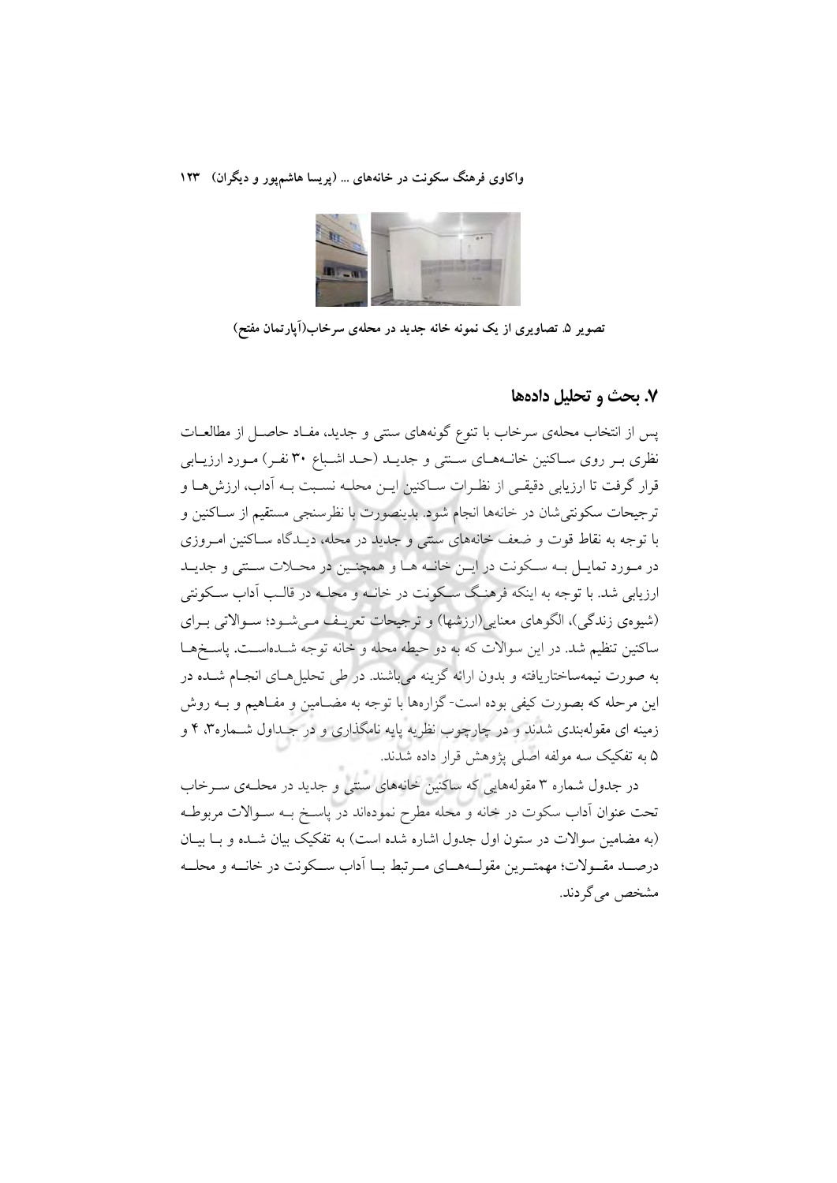تصویر ۵. تصاویری از یک نمونه خانه جدید در محله‌ی سرخاب(آپارتمان مفتح)

## ۷. بحث و تحلیل داده‌ها

پس از انتخاب محله‌ی سرخاب با تنوع گونه‌های سنتی و جدید، مفاد حاصل از مطالعات نظری بر روی ساکنین خانه‌های سنتی و جدید (حد اشباع ۳۰ نفر) مورد ارزیابی قرار گرفت تا ارزیابی دقیقی از نظرات ساکنین این محله نسبت به آداب، ارزش‌ها و ترجیحات سکونتی‌شان در خانه‌ها انجام شود. بدینصورت با نظرسنجی مستقیم از ساکنین و با توجه به نقاط قوت و ضعف خانه‌های سنتی و جدید در محله، دیدگاه ساکنین امروزی در مورد تمایل به سکونت در این خانه ها و همچنین در محلات سنتی و جدید ارزیابی شد. با توجه به اینکه فرهنگ سکونت در خانه و محله در قالب آداب سکونتی (شیوه‌ی زندگی)، الگوهای معنایی(ارزشها) و ترجیحات تعریف می‌شود؛ سوالاتی برای ساکنین تنظیم شد. در این سوالات که به دو حیطه محله و خانه توجه شده‌است. پاسخ‌ها به صورت نیمه‌ساختاریافته و بدون ارائه گزینه می‌باشند. در طی تحلیل‌های انجام شده در این مرحله که بصورت کیفی بوده است- گزاره‌ها با توجه به مضامین و مفاهیم و به روش زمینه ای مقوله‌بندی شدند و در چارچوب نظریه پایه نامگذاری و در جداول شماره۳، ۴ و ۵ به تفکیک سه مولفه اصلی پژوهش قرار داده شدند.

در جدول شماره ۳ مقوله‌هایی که ساکنین خانه‌های سنتی و جدید در محله‌ی سرخاب تحت عنوان آداب سکوت در خانه و محله مطرح نموده‌اند در پاسخ به سوالات مربوطه (به مضامین سوالات در ستون اول جدول اشاره شده است) به تفکیک بیان شده و با بیان درصد مقولات؛ مهمترین مقوله‌های مرتبط با آداب سکونت در خانه و محله مشخص می‌گردند.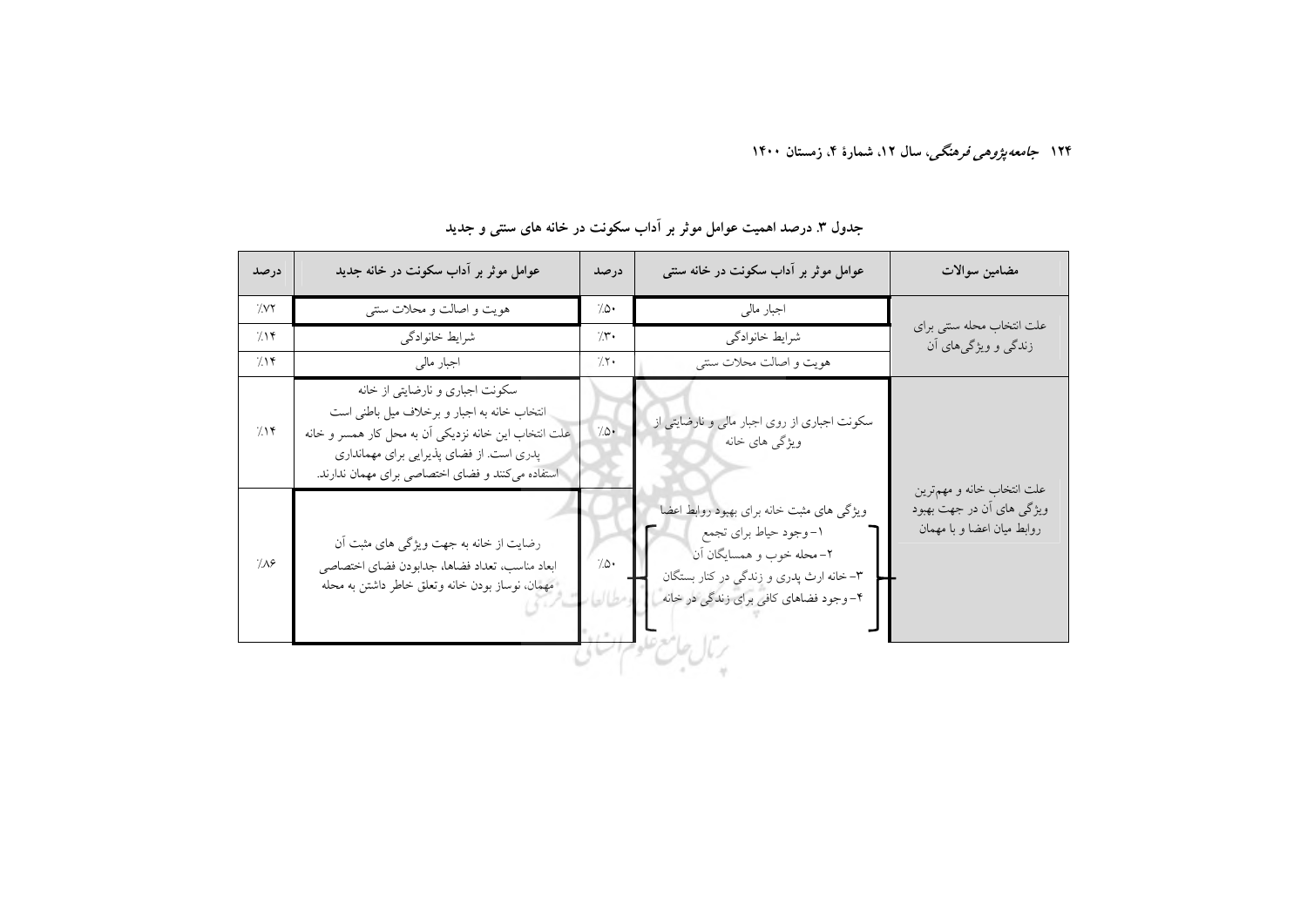جدول ۳. درصد اهمیت عوامل موثر بر آداب سکونت در خانه های سنتی و جدید

| مضامین سوالات | عوامل موثر بر آداب سکونت در خانه سنتی | درصد | عوامل موثر بر آداب سکونت در خانه جدید | درصد |
|---|---|---|---|---|
| علت انتخاب محله سنتی برای زندگی و ویژگی‌های آن | اجبار مالی | ٪۵۰ | هویت و اصالت و محلات سنتی | ٪۷۲ |
| | شرایط خانوادگی | ٪۳۰ | شرایط خانوادگی | ٪۱۴ |
| | هویت و اصالت محلات سنتی | ٪۲۰ | اجبار مالی | ٪۱۴ |
| علت انتخاب خانه و مهم‌ترین ویژگی های آن در جهت بهبود روابط میان اعضا و با مهمان | سکونت اجباری از روی اجبار مالی و نارضایتی از ویژگی های خانه | ٪۵۰ | سکونت اجباری و نارضایتی از خانه<br>انتخاب خانه به اجبار و برخلاف میل باطنی است<br>علت انتخاب این خانه نزدیکی آن به محل کار همسر و خانه پدری است. از فضای پذیرایی برای مهمانداری استفاده می‌کنند و فضای اختصاصی برای مهمان ندارند. | ٪۱۴ |
| | ویژگی های مثبت خانه برای بهبود روابط اعضا<br>۱- وجود حیاط برای تجمع<br>۲- محله خوب و همسایگان آن<br>۳- خانه ارث پدری و زندگی در کنار بستگان<br>۴- وجود فضاهای کافی برای زندگی در خانه | ٪۵۰ | رضایت از خانه به جهت ویژگی های مثبت آن<br>ابعاد مناسب، تعداد فضاها، جدابودن فضای اختصاصی مهمان، نوساز بودن خانه وتعلق خاطر داشتن به محله | ٪۸۶ |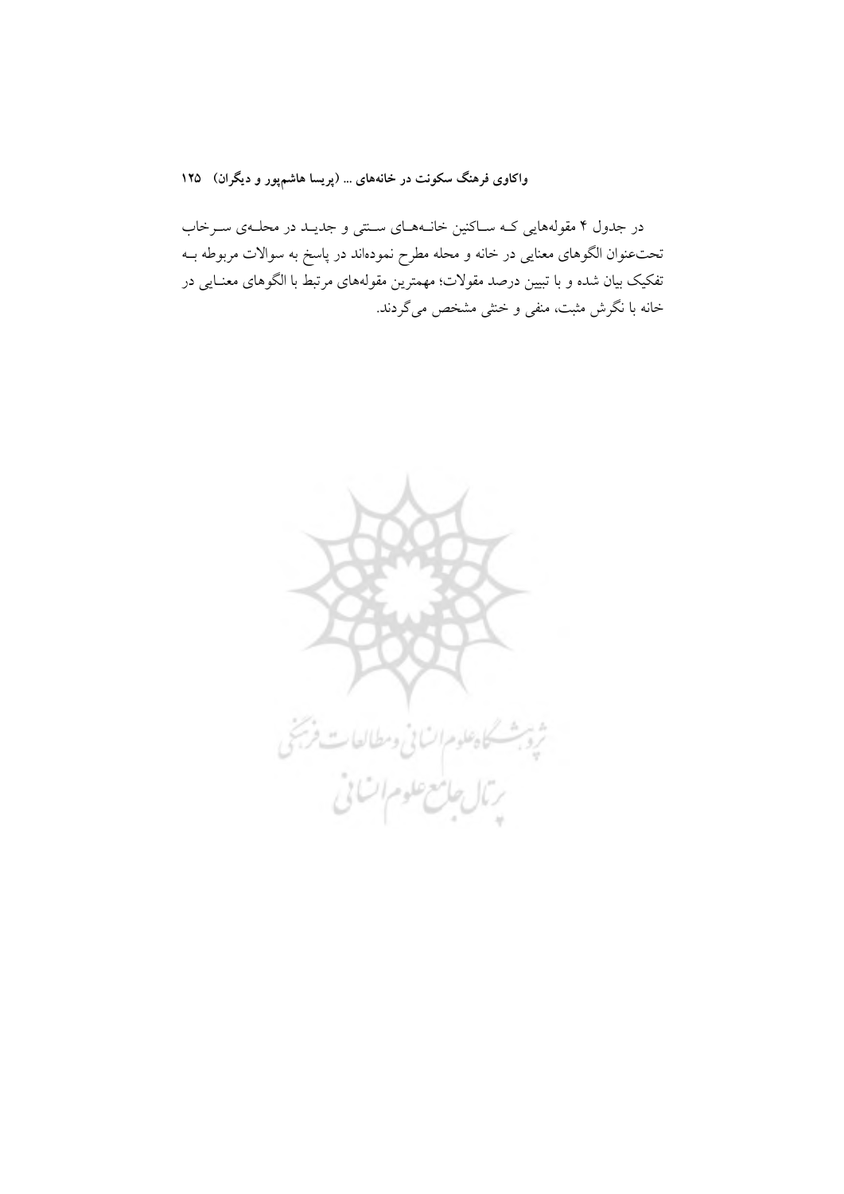در جدول ۴ مقوله‌هایی که ساکنین خانه‌های سنتی و جدید در محله‌ی سرخاب تحت‌عنوان الگوهای معنایی در خانه و محله مطرح نموده‌اند در پاسخ به سوالات مربوطه به تفکیک بیان شده و با تبیین درصد مقولات؛ مهمترین مقوله‌های مرتبط با الگوهای معنایی در خانه با نگرش مثبت، منفی و خنثی مشخص می‌گردند.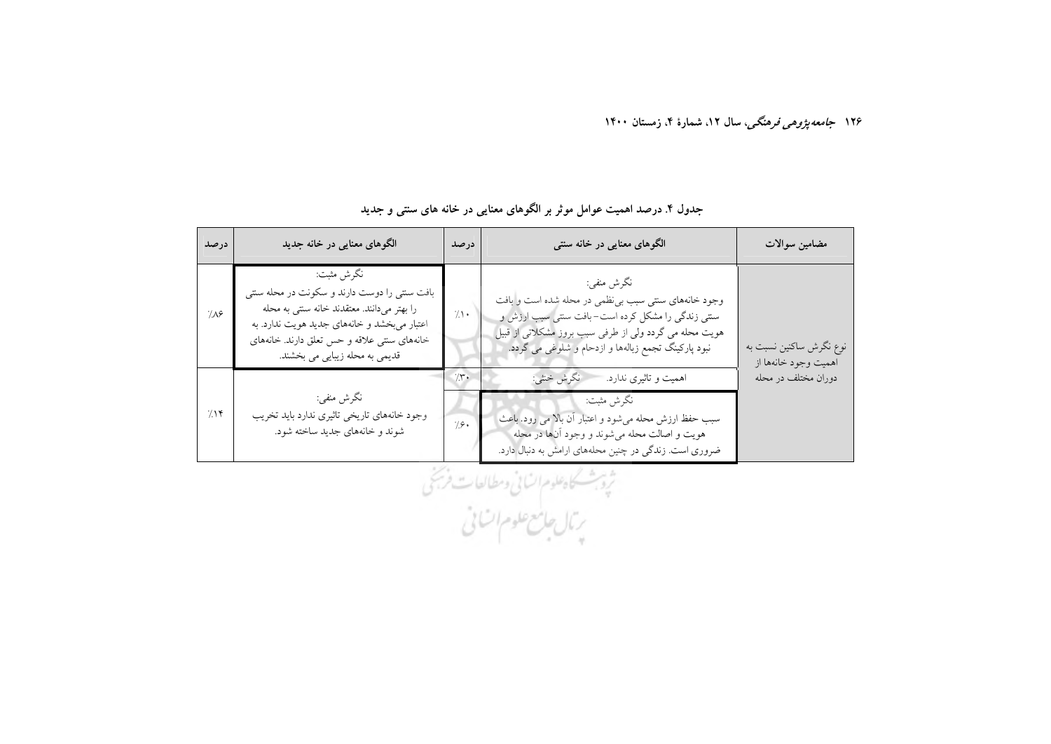**جدول ۴. درصد اهمیت عوامل موثر بر الگوهای معنایی در خانه های سنتی و جدید**

| مضامین سوالات | الگوهای معنایی در خانه سنتی | درصد | الگوهای معنایی در خانه جدید | درصد |
|---|---|---|---|---|
| نوع نگرش ساکنین نسبت به اهمیت وجود خانه‌ها از دوران مختلف در محله | نگرش منفی: وجود خانه‌های سنتی سبب بی‌نظمی در محله شده است و بافت سنتی زندگی را مشکل کرده است- بافت سنتی سبب ارزش و هویت محله می گردد ولی از طرفی سبب بروز مشکلاتی از قبیل نبود پارکینگ تجمع زباله‌ها و ازدحام و شلوغی می گردد. | ٪۱۰ | نگرش مثبت: بافت سنتی را دوست دارند و سکونت در محله سنتی را بهتر می‌دانند. معتقدند خانه سنتی به محله اعتبار می‌بخشد و خانه‌های جدید هویت ندارد. به خانه‌های سنتی علاقه و حس تعلق دارند. خانه‌های قدیمی به محله زیبایی می بخشند. | ٪۸۶ |
| | نگرش خنثی: اهمیت و تاثیری ندارد. | ٪۳۰ | نگرش منفی: وجود خانه‌های تاریخی تاثیری ندارد باید تخریب شوند و خانه‌های جدید ساخته شود. | ٪۱۴ |
| | نگرش مثبت: سبب حفظ ارزش محله می‌شود و اعتبار آن بالا می رود. باعث هویت و اصالت محله می‌شوند و وجود آن‌ها در محله ضروری است. زندگی در چنین محله‌های ارامش به دنبال دارد. | ٪۶۰ | | |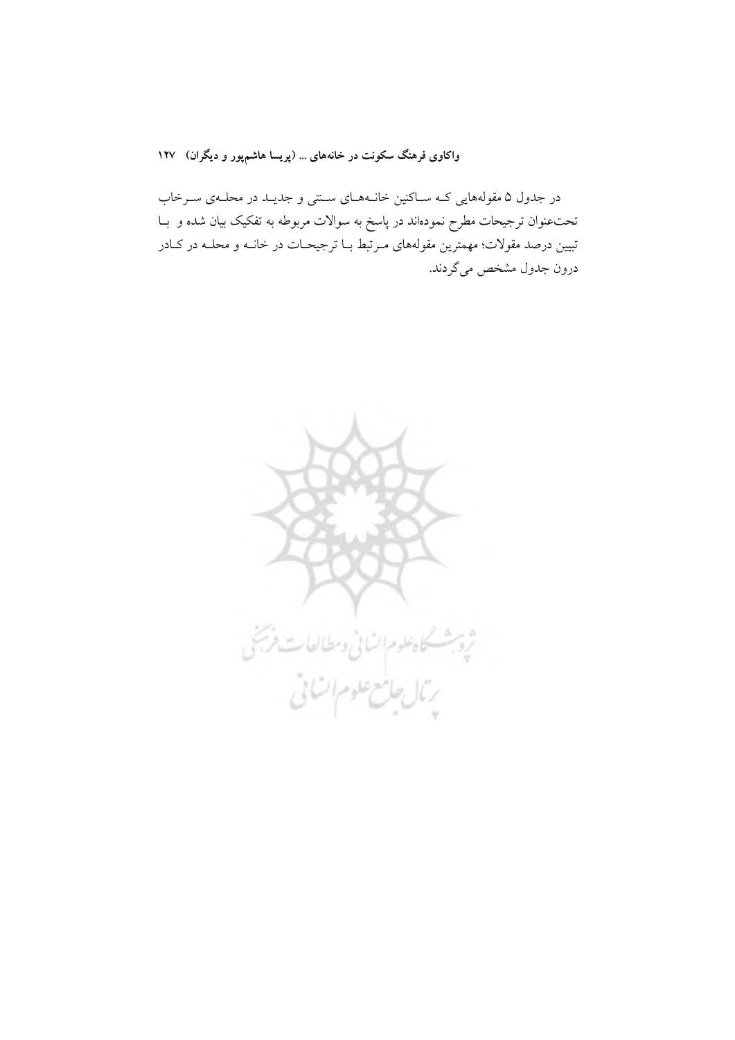در جدول ۵ مقوله‌هایی که ساکنین خانه‌های سنتی و جدید در محله‌ی سرخاب تحت‌عنوان ترجیحات مطرح نموده‌اند در پاسخ به سوالات مربوطه به تفکیک بیان شده و با تبیین درصد مقولات؛ مهمترین مقوله‌های مرتبط با ترجیحات در خانه و محله در کادر درون جدول مشخص می‌گردند.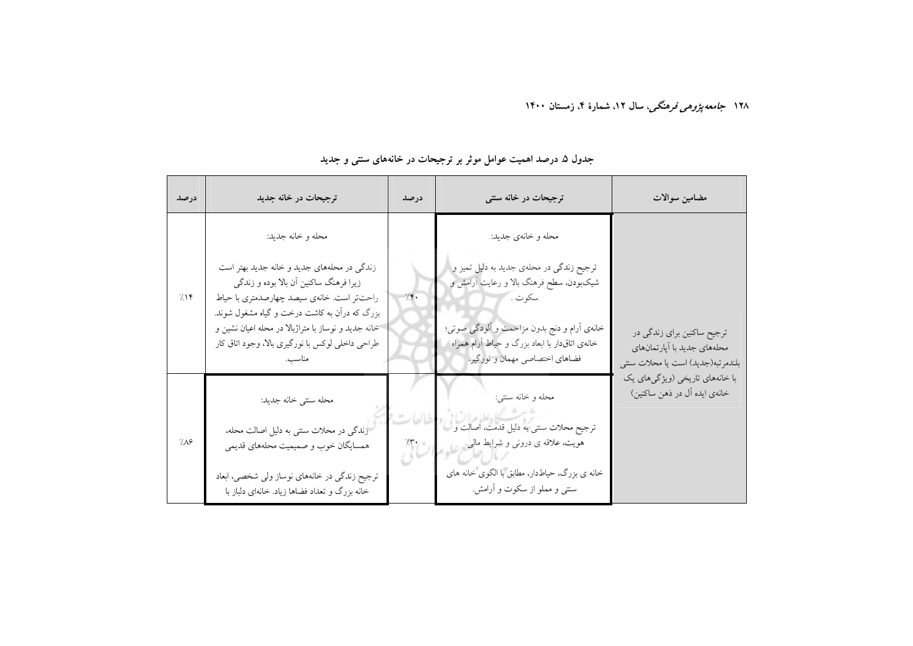جدول ۵. درصد اهمیت عوامل موثر بر ترجیحات در خانه‌های سنتی و جدید

| مضامین سوالات | ترجیحات در خانه سنتی | درصد | ترجیحات در خانه جدید | درصد |
|---|---|---|---|---|
| ترجیح ساکنین برای زندگی در محله‌های جدید با آپارتمان‌های بلندمرتبه(جدید) است یا محلات سنتی با خانه‌های تاریخی (ویژگی‌های یک خانه‌ی ایده آل در ذهن ساکنین) | محله و خانه‌ی جدید: ترجیح زندگی در محله‌ی جدید به دلیل تمیز و شیک‌بودن، سطح فرهنگ بالا و رعایت آرامش و سکوت. خانه‌ی آرام و دنج بدون مزاحمت و آلودگی صوتی؛ خانه‌ی اتاق‌دار با ابعاد بزرگ و حیاط آرام همراه فضاهای اختصاصی مهمان و نورگیر. | ٪۴۰ | محله و خانه جدید: زندگی در محله‌های جدید و خانه جدید بهتر است زیرا فرهنگ ساکنین آن بالا بوده و زندگی راحت‌تر است. خانه‌ی سیصد چهارصدمتری با حیاط بزرگ که درآن به کاشت درخت و گیاه مشغول شوند. خانه جدید و نوساز با متراژبالا در محله اعیان نشین و طراحی داخلی لوکس با نورگیری بالا، وجود اتاق کار مناسب. | ٪۱۴ |
| | محله و خانه سنتی: ترجیح محلات سنتی به دلیل قدمت، اصالت و هویت، علاقه ی درونی و شرایط مالی. خانه ی بزرگ، حیاط‌دار، مطابق با الگوی خانه های سنتی و مملو از سکوت و آرامش. | ٪۳۰ | محله سنتی خانه جدید: زندگی در محلات سنتی به دلیل اصالت محله، همسایگان خوب و صمیمیت محله‌های قدیمی ترجیح زندگی در خانه‌های نوساز ولی شخصی، ابعاد خانه بزرگ و تعداد فضاها زیاد. خانه‌ای دلباز با | ٪۸۶ |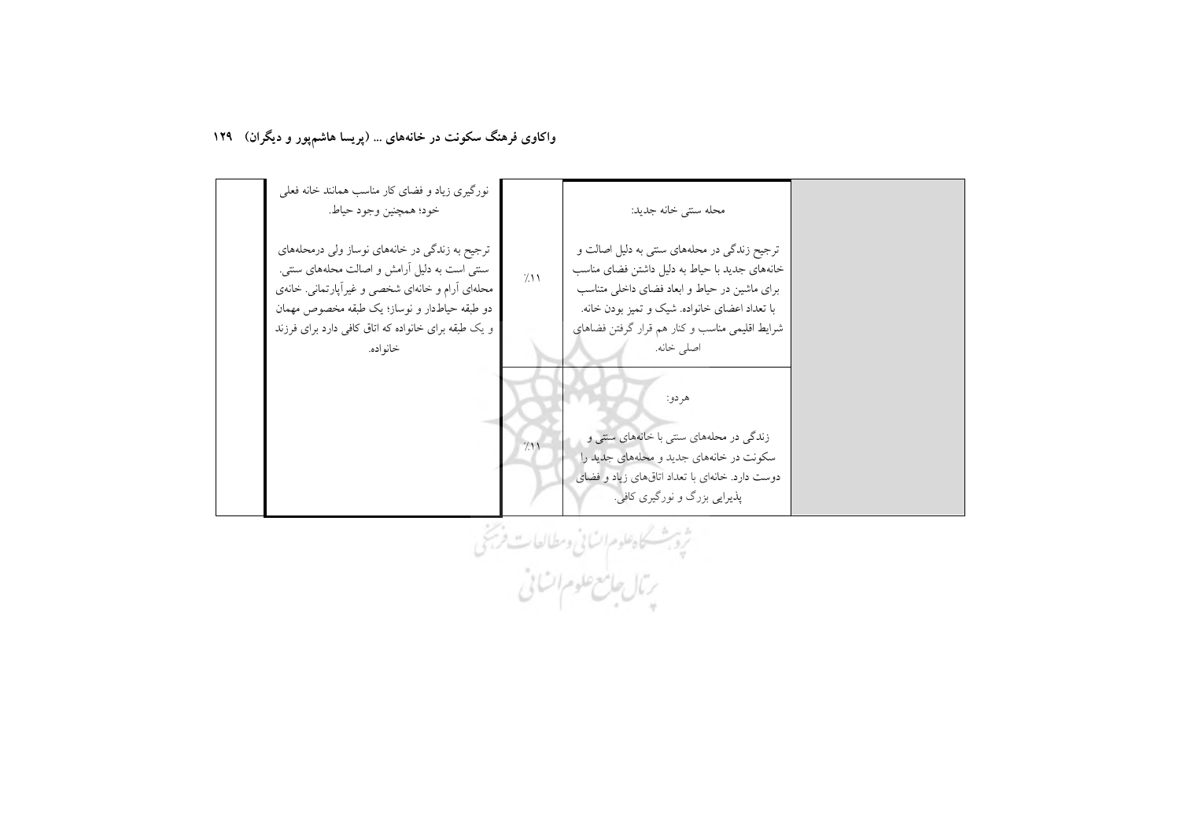| | | | | |
|---|---|---|---|---|
| | محله سنتی خانه جدید: <br><br> ترجیح زندگی در محله‌های سنتی به دلیل اصالت و خانه‌های جدید با حیاط به دلیل داشتن فضای مناسب برای ماشین در حیاط و ابعاد فضای داخلی متناسب با تعداد اعضای خانواده. شیک و تمیز بودن خانه. شرایط اقلیمی مناسب و کنار هم قرار گرفتن فضاهای اصلی خانه. | ٪۱۱ | نورگیری زیاد و فضای کار مناسب همانند خانه فعلی خود؛ همچنین وجود حیاط. <br><br> ترجیح به زندگی در خانه‌های نوساز ولی درمحله‌های سنتی است به دلیل آرامش و اصالت محله‌های سنتی. محله‌ای آرام و خانه‌ای شخصی و غیرآپارتمانی. خانه‌ی دو طبقه حیاط‌دار و نوساز؛ یک طبقه مخصوص مهمان و یک طبقه برای خانواده که اتاق کافی دارد برای فرزند خانواده. | |
| | هردو: <br><br> زندگی در محله‌های سنتی با خانه‌های سنتی و سکونت در خانه‌های جدید و محله‌های جدید را دوست دارد. خانه‌ای با تعداد اتاق‌های زیاد و فضای پذیرایی بزرگ و نورگیری کافی. | ٪۱۱ | | |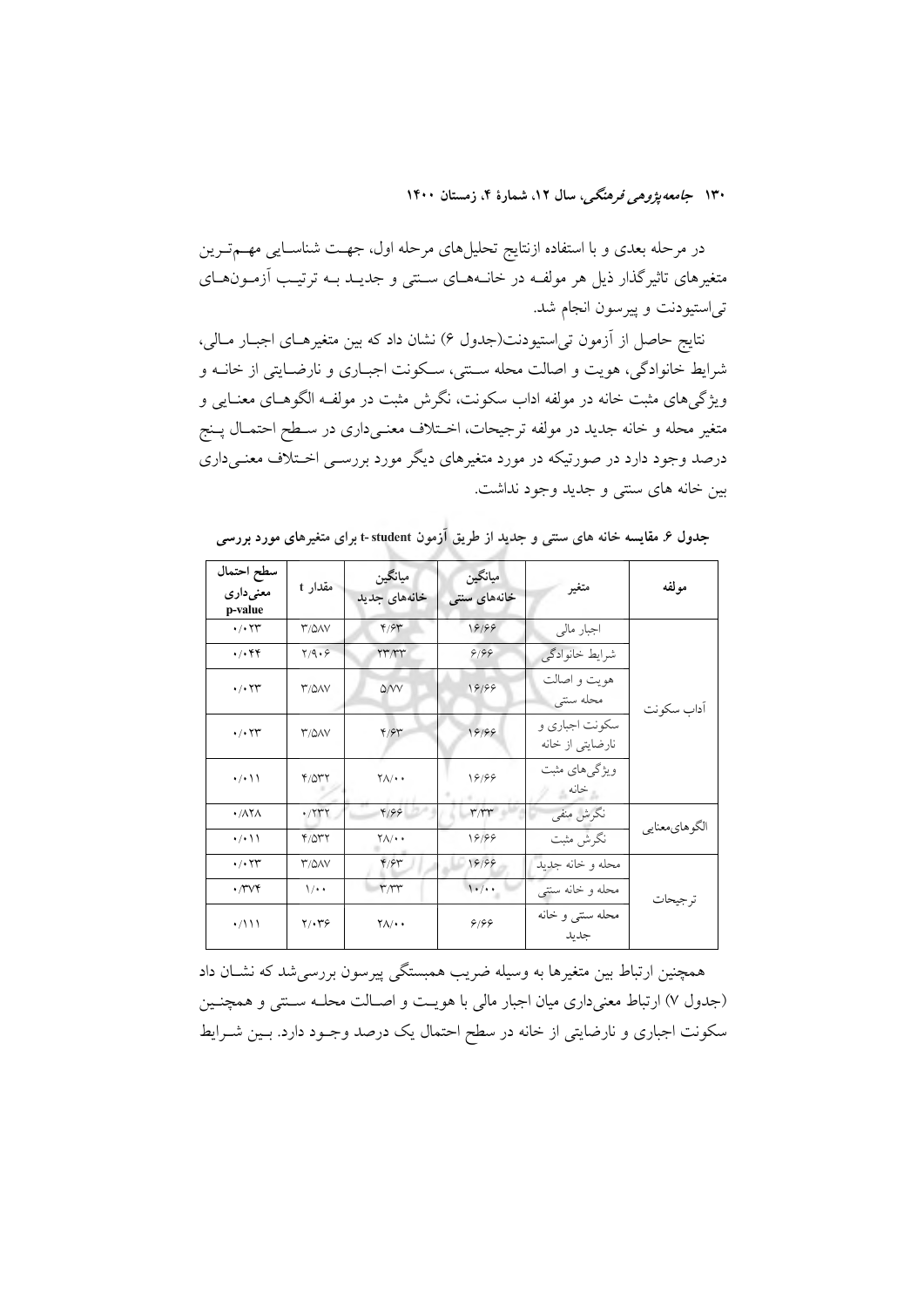در مرحله بعدی و با استفاده ازنتایج تحلیل‌های مرحله اول، جهت شناسایی مهم‌ترین متغیرهای تاثیرگذار ذیل هر مولفه در خانه‌های سنتی و جدید به ترتیب آزمون‌های تی‌استیودنت و پیرسون انجام شد.

نتایج حاصل از آزمون تی‌استیودنت(جدول ۶) نشان داد که بین متغیرهای اجبار مالی، شرایط خانوادگی، هویت و اصالت محله سنتی، سکونت اجباری و نارضایتی از خانه و ویژگی‌های مثبت خانه در مولفه اداب سکونت، نگرش مثبت در مولفه الگوهای معنایی و متغیر محله و خانه جدید در مولفه ترجیحات، اختلاف معنی‌داری در سطح احتمال پنج درصد وجود دارد در صورتیکه در مورد متغیرهای دیگر مورد بررسی اختلاف معنی‌داری بین خانه های سنتی و جدید وجود نداشت.

**جدول ۶. مقایسه خانه های سنتی و جدید از طریق آزمون t- student برای متغیرهای مورد بررسی**

| مولفه | متغیر | میانگین خانه‌های سنتی | میانگین خانه‌های جدید | مقدار t | سطح احتمال معنی‌داری p-value |
|---|---|---|---|---|---|
| آداب سکونت | اجبار مالی | ۱۶/۶۶ | ۴/۶۳ | ۳/۵۸۷ | ۰/۰۲۳ |
| | شرایط خانوادگی | ۶/۶۶ | ۲۳/۳۳ | ۲/۹۰۶ | ۰/۰۴۴ |
| | هویت و اصالت محله سنتی | ۱۶/۶۶ | ۵/۷۷ | ۳/۵۸۷ | ۰/۰۲۳ |
| | سکونت اجباری و نارضایتی از خانه | ۱۶/۶۶ | ۴/۶۳ | ۳/۵۸۷ | ۰/۰۲۳ |
| | ویژگی‌های مثبت خانه | ۱۶/۶۶ | ۲۸/۰۰ | ۴/۵۳۲ | ۰/۰۱۱ |
| الگوهای‌معنایی | نگرش منفی | ۳/۳۳ | ۴/۶۶ | ۰/۲۳۲ | ۰/۸۲۸ |
| | نگرش مثبت | ۱۶/۶۶ | ۲۸/۰۰ | ۴/۵۳۲ | ۰/۰۱۱ |
| ترجیحات | محله و خانه جدید | ۱۶/۶۶ | ۴/۶۳ | ۳/۵۸۷ | ۰/۰۲۳ |
| | محله و خانه سنتی | ۱۰/۰۰ | ۳/۳۳ | ۱/۰۰ | ۰/۳۷۴ |
| | محله سنتی و خانه جدید | ۶/۶۶ | ۲۸/۰۰ | ۲/۰۳۶ | ۰/۱۱۱ |

همچنین ارتباط بین متغیرها به وسیله ضریب همبستگی پیرسون بررسی‌شد که نشان داد (جدول ۷) ارتباط معنی‌داری میان اجبار مالی با هویت و اصالت محله سنتی و همچنین سکونت اجباری و نارضایتی از خانه در سطح احتمال یک درصد وجود دارد. بین شرایط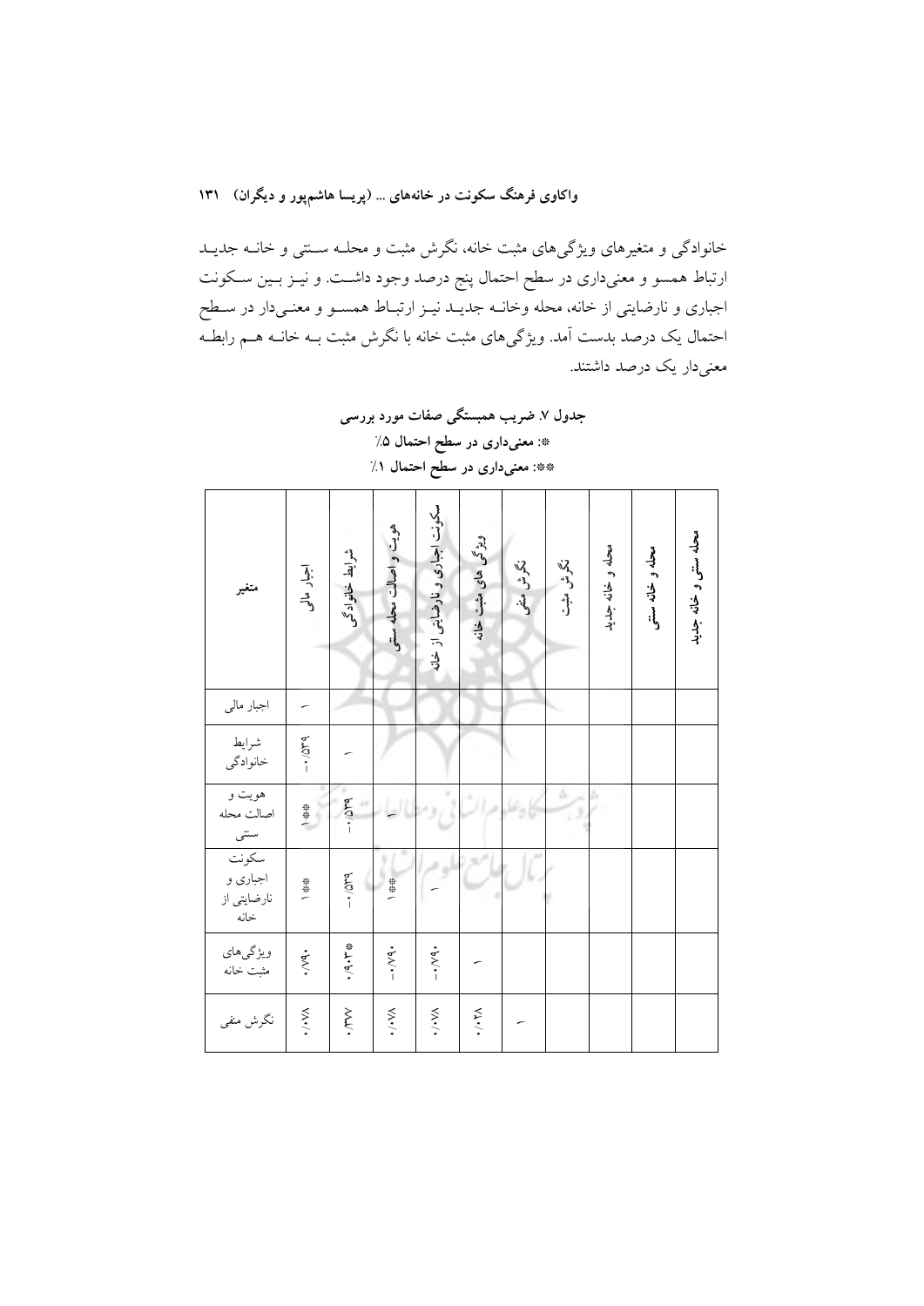خانوادگی و متغیرهای ویژگی‌های مثبت خانه، نگرش مثبت و محلـه سـنتی و خانـه جدیـد ارتباط همسو و معنی‌داری در سطح احتمال پنج درصد وجود داشـت. و نیـز بـین سـکونت اجباری و نارضایتی از خانه، محله وخانـه جدیـد نیـز ارتبـاط همسـو و معنـی‌دار در سـطح احتمال یک درصد بدست آمد. ویژگی‌های مثبت خانه با نگرش مثبت بـه خانـه هـم رابطـه معنی‌دار یک درصد داشتند.

**جدول ۷. ضریب همبستگی صفات مورد بررسی**

**\*: معنی‌داری در سطح احتمال ۵٪**

**\*\*: معنی‌داری در سطح احتمال ۱٪**

| متغیر | اجبار مالی | شرایط خانوادگی | هویت و اصالت محله سنتی | سکونت اجباری و نارضایتی از خانه | ویژگی های مثبت خانه | نگرش منفی | نگرش مثبت | محله و خانه جدید | محله و خانه سنتی | محله سنتی و خانه جدید |
|---|---|---|---|---|---|---|---|---|---|---|
| اجبار مالی | - | | | | | | | | | |
| شرایط خانوادگی | -۰/۵۳۹ | - | | | | | | | | |
| هویت و اصالت محله سنتی | \*\*۱ | -۰/۵۳۹ | - | | | | | | | |
| سکونت اجباری و نارضایتی از خانه | \*\*۱ | -۰/۵۳۹ | \*\*۱ | - | | | | | | |
| ویژگی‌های مثبت خانه | -۰/۷۹۰ | \*۰/۹۰۳ | -۰/۷۹۰ | -۰/۷۹۰ | - | | | | | |
| نگرش منفی | ۰/۰۷۸ | ۰/۳۷۷ | ۰/۰۷۸ | ۰/۰۷۸ | ۰/۰۲۸ | - | | | | |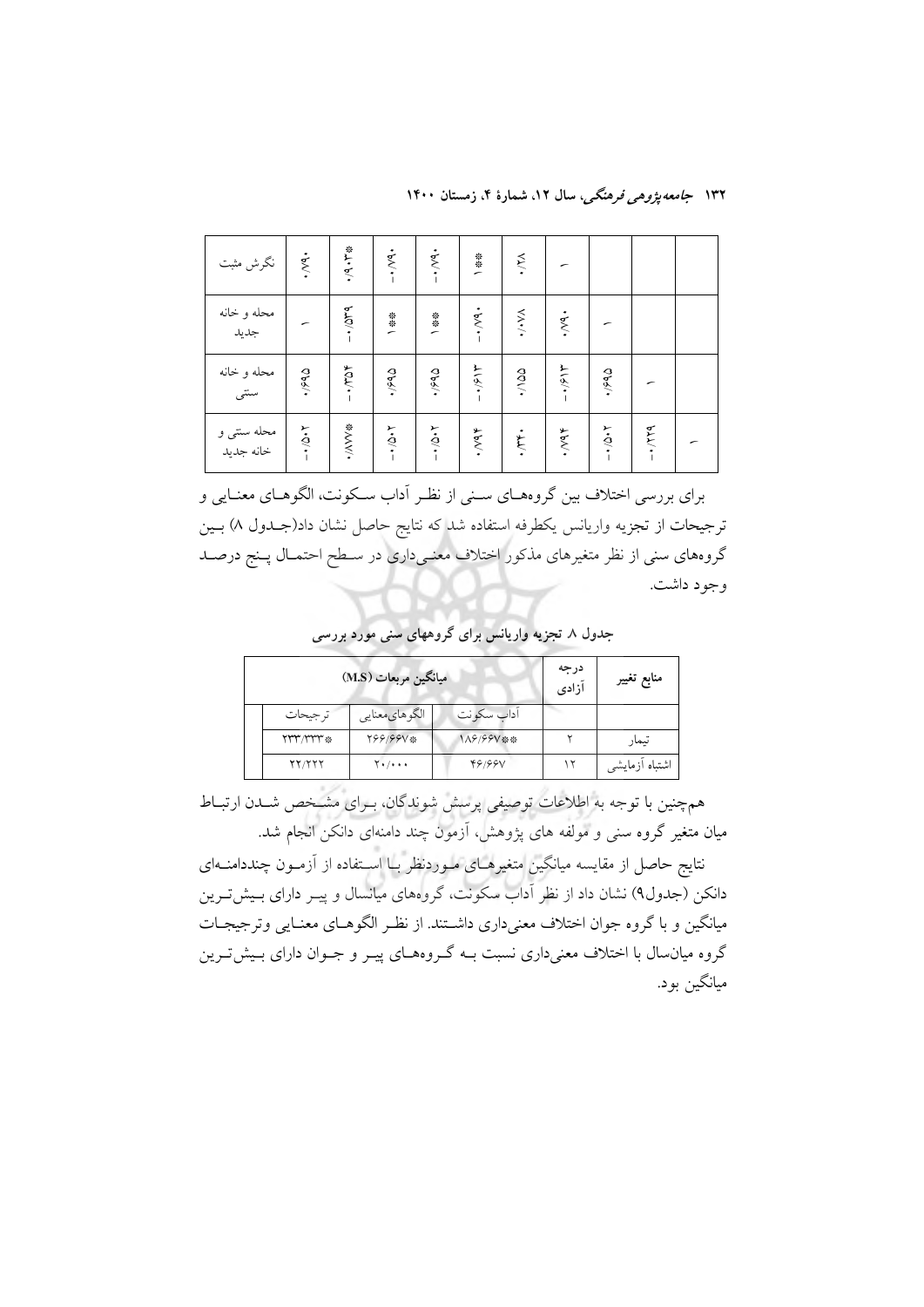| | | | | | | | | | | |
|---|---|---|---|---|---|---|---|---|---|---|
| نگرش مثبت | ۰/۷۹ | ۰/۹۰۳** | -۰/۷۹ | -۰/۷۹ | ۱** | ۰/۲۸ | ۱ | | | |
| محله و خانه جدید | ۱ | -۰/۵۳۹ | ۱** | ۱** | -۰/۷۹ | ۰/۰۷۸ | ۰/۷۹ | ۱ | | |
| محله و خانه سنتی | ۰/۶۹۵ | -۰/۳۵۴ | ۰/۶۹۵ | ۰/۶۹۵ | -۰/۶۱۳ | ۰/۱۵۵ | -۰/۶۱۳ | ۰/۶۹۵ | ۱ | |
| محله سنتی و خانه جدید | -۰/۵۰۲ | ۰/۸۷۷* | -۰/۵۰۲ | -۰/۵۰۲ | ۰/۷۹۴ | ۰/۳۴۰ | ۰/۷۹۴ | -۰/۵۰۲ | -۰/۳۲۹ | ۱ |

برای بررسی اختلاف بین گروه‌های سنی از نظر آداب سکونت، الگوهای معنایی و ترجیحات از تجزیه واریانس یکطرفه استفاده شد که نتایج حاصل نشان داد(جدول ۸) بین گروه‌های سنی از نظر متغیرهای مذکور اختلاف معنی‌داری در سطح احتمال پنج درصد وجود داشت.

**جدول ۸ تجزیه واریانس برای گروههای سنی مورد بررسی**

| منابع تغییر | درجه آزادی | میانگین مربعات (M.S) | | |
|---|---|---|---|---|
| | | آداب سکونت | الگوهای‌معنایی | ترجیحات |
| تیمار | ۲ | ۱۸۶/۶۶۷** | ۲۶۶/۶۶۷* | ۲۳۳/۳۳۳* |
| اشتباه آزمایشی | ۱۲ | ۴۶/۶۶۷ | ۲۰/۰۰۰ | ۲۲/۲۲۲ |

همچنین با توجه به اطلاعات توصیفی پرسش شوندگان، برای مشخص شدن ارتباط میان متغیر گروه سنی و مولفه های پژوهش، آزمون چند دامنه‌ای دانکن انجام شد.

نتایج حاصل از مقایسه میانگین متغیرهای موردنظر با استفاده از آزمون چنددامنه‌ای دانکن (جدول۹) نشان داد از نظر آداب سکونت، گروه‌های میانسال و پیر دارای بیش‌ترین میانگین و با گروه جوان اختلاف معنی‌داری داشتند. از نظر الگوهای معنایی وترجیحات گروه میان‌سال با اختلاف معنی‌داری نسبت به گروه‌های پیر و جوان دارای بیش‌ترین میانگین بود.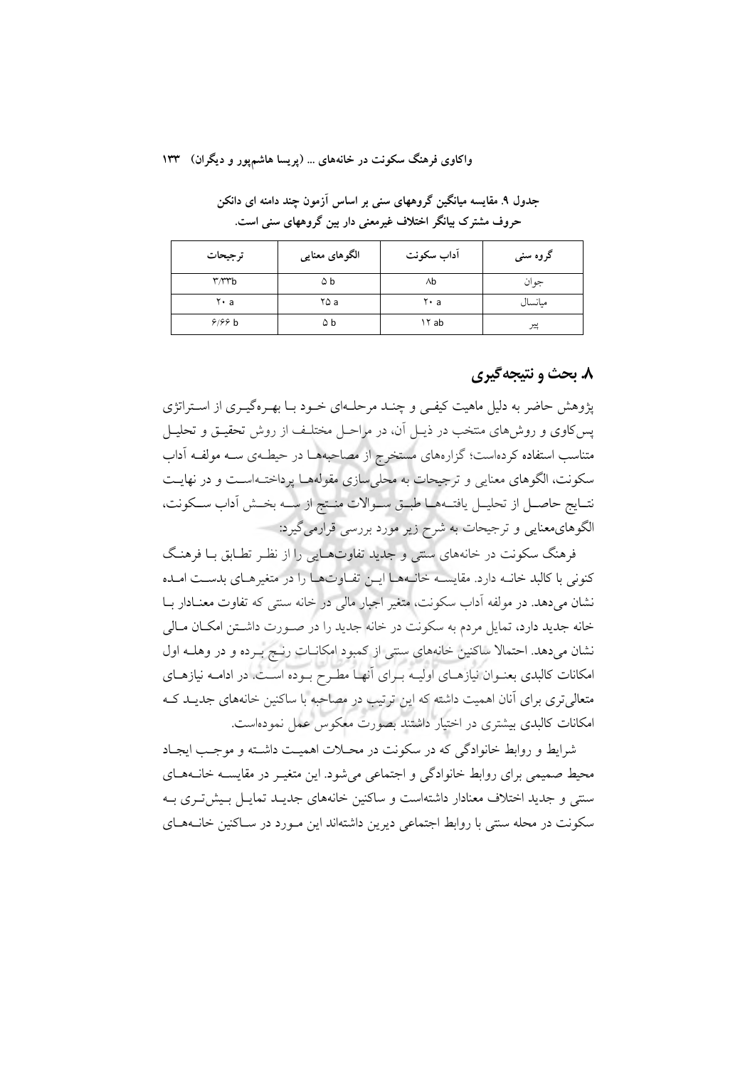**جدول ۹. مقایسه میانگین گروههای سنی بر اساس آزمون چند دامنه ای دانکن**
**حروف مشترک بیانگر اختلاف غیرمعنی دار بین گروههای سنی است.**

| گروه سنی | آداب سکونت | الگوهای معنایی | ترجیحات |
|---|---|---|---|
| جوان | ۸b | ۵ b | ۳/۳۳b |
| میانسال | ۲۰ a | ۲۵ a | ۲۰ a |
| پیر | ۱۲ ab | ۵ b | ۶/۶۶ b |

## ۸. بحث و نتیجه‌گیری

پژوهش حاضر به دلیل ماهیت کیفی و چند مرحله‌ای خود با بهره‌گیری از استراتژی پس‌کاوی و روش‌های منتخب در ذیل آن، در مراحل مختلف از روش تحقیق و تحلیل متناسب استفاده کرده‌است؛ گزاره‌های مستخرج از مصاحبه‌ها در حیطه‌ی سه مولفه آداب سکونت، الگوهای معنایی و ترجیحات به محلی‌سازی مقوله‌ها پرداخته‌است و در نهایت نتایج حاصل از تحلیل یافته‌ها طبق سوالات منتج از سه بخش آداب سکونت، الگوهای‌معنایی و ترجیحات به شرح زیر مورد بررسی قرارمی‌گیرد:

فرهنگ سکونت در خانه‌های سنتی و جدید تفاوت‌هایی را از نظر تطابق با فرهنگ کنونی با کالبد خانه دارد. مقایسه خانه‌ها این تفاوت‌ها را در متغیرهای بدست امده نشان می‌دهد. در مولفه آداب سکونت، متغیر اجبار مالی در خانه سنتی که تفاوت معنادار با خانه جدید دارد، تمایل مردم به سکونت در خانه جدید را در صورت داشتن امکان مالی نشان می‌دهد. احتمالا ساکنین خانه‌های سنتی از کمبود امکانات رنج برده و در وهله اول امکانات کالبدی بعنوان نیازهای اولیه برای آنها مطرح بوده است. در ادامه نیازهای متعالی‌تری برای آنان اهمیت داشته که این ترتیب در مصاحبه با ساکنین خانه‌های جدید که امکانات کالبدی بیشتری در اختیار داشتند بصورت معکوس عمل نموده‌است.

شرایط و روابط خانوادگی که در سکونت در محلات اهمیت داشته و موجب ایجاد محیط صمیمی برای روابط خانوادگی و اجتماعی می‌شود. این متغیر در مقایسه خانه‌های سنتی و جدید اختلاف معنادار داشته‌است و ساکنین خانه‌های جدید تمایل بیش‌تری به سکونت در محله سنتی با روابط اجتماعی دیرین داشته‌اند این مورد در ساکنین خانه‌های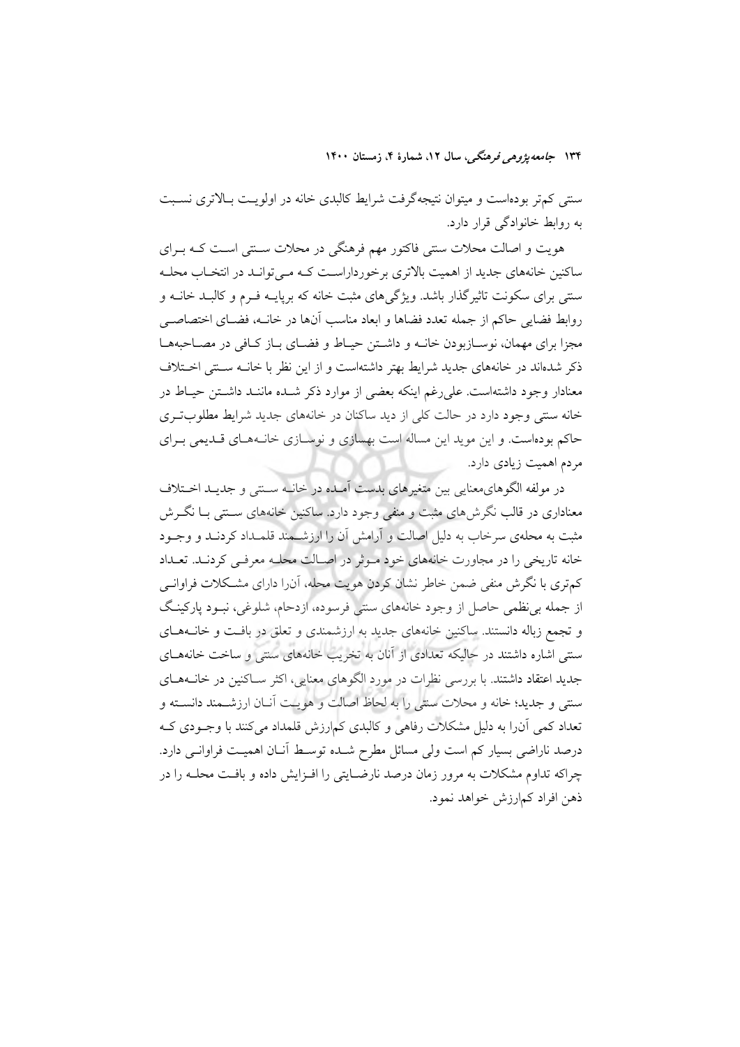سنتی کم‌تر بوده‌است و میتوان نتیجه‌گرفت شرایط کالبدی خانه در اولویت بالاتری نسبت به روابط خانوادگی قرار دارد.

هویت و اصالت محلات سنتی فاکتور مهم فرهنگی در محلات سنتی است که برای ساکنین خانه‌های جدید از اهمیت بالاتری برخورداراست که می‌تواند در انتخاب محله سنتی برای سکونت تاثیرگذار باشد. ویژگی‌های مثبت خانه که برپایه فرم و کالبد خانه و روابط فضایی حاکم از جمله تعدد فضاها و ابعاد مناسب آن‌ها در خانه، فضای اختصاصی مجزا برای مهمان، نوسازبودن خانه و داشتن حیاط و فضای باز کافی در مصاحبه‌ها ذکر شده‌اند در خانه‌های جدید شرایط بهتر داشته‌است و از این نظر با خانه سنتی اختلاف معنادار وجود داشته‌است. علی‌رغم اینکه بعضی از موارد ذکر شده مانند داشتن حیاط در خانه سنتی وجود دارد در حالت کلی از دید ساکنان در خانه‌های جدید شرایط مطلوب‌تری حاکم بوده‌است. و این موید این مساله است بهسازی و نوسازی خانه‌های قدیمی برای مردم اهمیت زیادی دارد.

در مولفه الگوهای‌معنایی بین متغیرهای بدست آمده در خانه سنتی و جدید اختلاف معناداری در قالب نگرش‌های مثبت و منفی وجود دارد. ساکنین خانه‌های سنتی با نگرش مثبت به محله‌ی سرخاب به دلیل اصالت و آرامش آن را ارزشمند قلمداد کردند و وجود خانه تاریخی را در مجاورت خانه‌های خود موثر در اصالت محله معرفی کردند. تعداد کم‌تری با نگرش منفی ضمن خاطر نشان کردن هویت محله، آن‌را دارای مشکلات فراوانی از جمله بی‌نظمی حاصل از وجود خانه‌های سنتی فرسوده، ازدحام، شلوغی، نبود پارکینگ و تجمع زباله دانستند. ساکنین خانه‌های جدید به ارزشمندی و تعلق در بافت و خانه‌های سنتی اشاره داشتند در حالیکه تعدادی از آنان به تخریب خانه‌های سنتی و ساخت خانه‌های جدید اعتقاد داشتند. با بررسی نظرات در مورد الگوهای معنایی، اکثر ساکنین در خانه‌های سنتی و جدید؛ خانه و محلات سنتی را به لحاظ اصالت و هویت آنان ارزشمند دانسته و تعداد کمی آن‌را به دلیل مشکلات رفاهی و کالبدی کم‌ارزش قلمداد می‌کنند با وجودی که درصد ناراضی بسیار کم است ولی مسائل مطرح شده توسط آنان اهمیت فراوانی دارد. چراکه تداوم مشکلات به مرور زمان درصد نارضایتی را افزایش داده و بافت محله را در ذهن افراد کم‌ارزش خواهد نمود.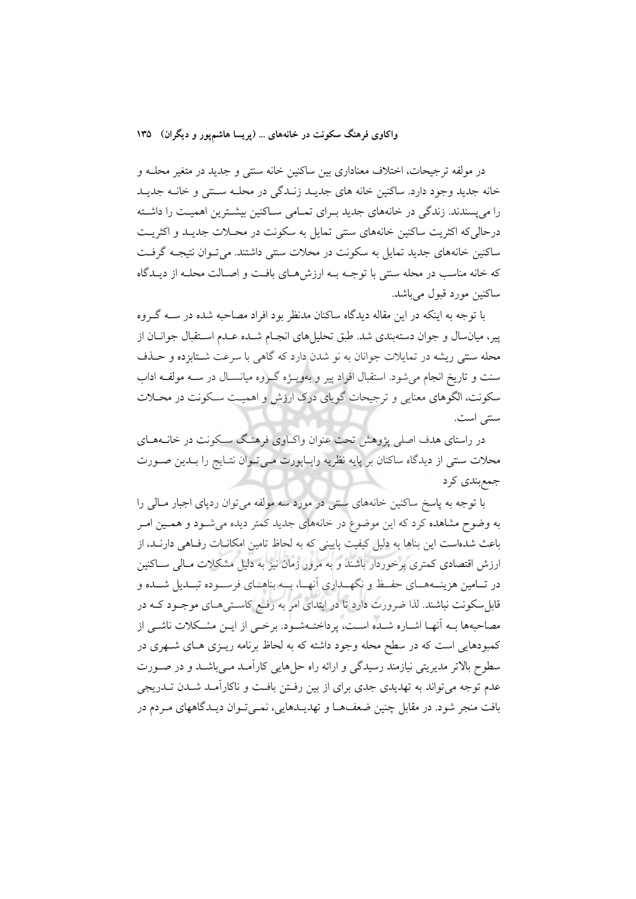در مولفه ترجیحات، اختلاف معناداری بین ساکنین خانه سنتی و جدید در متغیر محلـه و خانه جدید وجود دارد. ساکنین خانه های جدیـد زنـدگی در محلـه سـنتی و خانـه جدیـد را می‌پسندند. زندگی در خانههای جدید بـرای تمـامی سـاکنین بیشـترین اهمیـت را داشـته درحالی‌که اکثریت ساکنین خانههای سنتی تمایل به سکونت در محـلات جدیـد و اکثریـت ساکنین خانههای جدید تمایل به سکونت در محلات سنتی داشتند. می‌تـوان نتیجـه گرفـت که خانه مناسب در محله سنتی با توجـه بـه ارزش‌هـای بافـت و اصـالت محلـه از دیـدگاه ساکنین مورد قبول می‌باشد.

با توجه به اینکه در این مقاله دیدگاه ساکنان مدنظر بود افراد مصاحبه شده در سـه گـروه پیر، میان‌سال و جوان دسته‌بندی شد. طبق تحلیل‌های انجـام شـده عـدم اسـتقبال جوانـان از محله سنتی ریشه در تمایلات جوانان به نو شدن دارد که گاهی با سرعت شـتابزده و حـذف سنت و تاریخ انجام می‌شود. استقبال افراد پیر و به‌ویـژه گـروه میانسـال در سـه مولفـه اداب سکونت، الگوهای معنایی و ترجیحات گویای درک ارزش و اهمیـت سـکونت در محـلات سنتی است.

در راستای هدف اصلی پژوهش تحت عنوان واکـاوی فرهنـگ سـکونت در خانـه‌هـای محلات سنتی از دیدگاه ساکنان بر پایه نظریه راپـاپورت مـی‌تـوان نتـایج را بـدین صـورت جمع‌بندی کرد

با توجه به پاسخ ساکنین خانههای سنتی در مورد سه مولفه می‌توان ردپای اجبار مـالی را به وضوح مشاهده کرد که این موضوع در خانههای جدید کمتر دیده می‌شـود و همـین امـر باعث شده‌است این بناها به دلیل کیفیت پایینی که به لحاظ تامین امکانـات رفـاهی دارنـد، از ارزش اقتصادی کمتری برخوردار باشند و به مرور زمان نیز به دلیل مشکلات مـالی سـاکنین در تـامین هزینـه‌هـای حفـظ و نگهـداری آنهـا، بـه بناهـای فرسـوده تبـدیل شـده و قابل‌سکونت نباشند. لذا ضرورت دارد تا در ابتدای امر به رفـع کاسـتی‌هـای موجـود کـه در مصاحبه‌ها بـه آنهـا اشـاره شـده اسـت، پرداختـه‌شـود. برخـی از ایـن مشـکلات ناشـی از کمبودهایی است که در سطح محله وجود داشته که به لحاظ برنامه ریـزی هـای شـهری در سطوح بالاتر مدیریتی نیازمند رسیدگی و ارائه راه حل‌هایی کارآمـد مـی‌باشـد و در صـورت عدم توجه می‌تواند به تهدیدی جدی برای از بین رفـتن بافـت و ناکارآمـد شـدن تـدریجی بافت منجر شود. در مقابل چنین ضعف‌هـا و تهدیـدهایی، نمـی‌تـوان دیـدگاههای مـردم در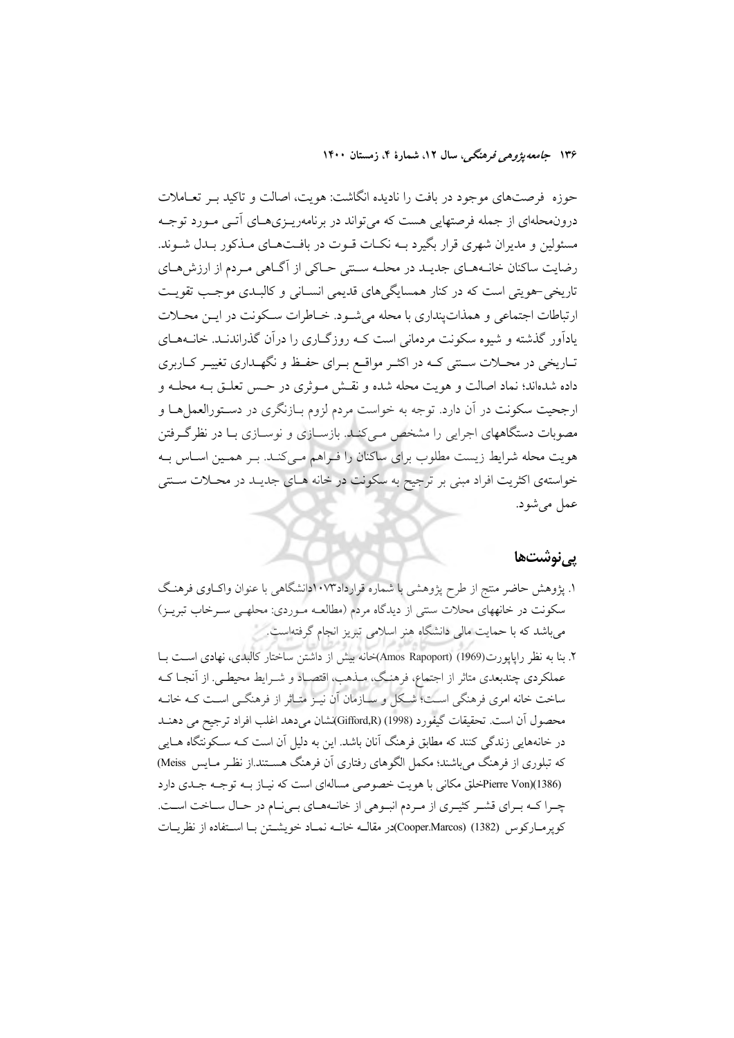حوزه فرصت‌های موجود در بافت را نادیده انگاشت: هویت، اصالت و تاکید بر تعاملات درون‌محله‌ای از جمله فرصتهایی هست که می‌تواند در برنامه‌ریزی‌های آتی مورد توجه مسئولین و مدیران شهری قرار بگیرد به نکات قوت در بافت‌های مذکور بدل شوند. رضایت ساکنان خانه‌های جدید در محله سنتی حاکی از آگاهی مردم از ارزش‌های تاریخی-هویتی است که در کنار همسایگی‌های قدیمی انسانی و کالبدی موجب تقویت ارتباطات اجتماعی و همذات‌پنداری با محله می‌شود. خاطرات سکونت در این محلات یادآور گذشته و شیوه سکونت مردمانی است که روزگاری را درآن گذراندند. خانه‌های تاریخی در محلات سنتی که در اکثر مواقع برای حفظ و نگهداری تغییر کاربری داده شده‌اند؛ نماد اصالت و هویت محله شده و نقش موثری در حس تعلق به محله و ارجحیت سکونت در آن دارد. توجه به خواست مردم لزوم بازنگری در دستورالعمل‌ها و مصوبات دستگاههای اجرایی را مشخص می‌کند. بازسازی و نوسازی با در نظرگرفتن هویت محله شرایط زیست مطلوب برای ساکنان را فراهم می‌کند. بر همین اساس به خواسته‌ی اکثریت افراد مبنی بر ترجیح به سکونت در خانه های جدید در محلات سنتی عمل می‌شود.

## پی‌نوشت‌ها

۱. پژوهش حاضر منتج از طرح پژوهشی با شماره قرارداد۱۰۷۳دانشگاهی با عنوان واکاوی فرهنگ سکونت در خانههای محلات سنتی از دیدگاه مردم (مطالعه موردی: محلهی سرخاب تبریز) میباشد که با حمایت مالی دانشگاه هنر اسلامی تبریز انجام گرفته‌است.

۲. بنا به نظر راپاپورت(1969) (Amos Rapoport)خانه بیش از داشتن ساختار کالبدی، نهادی است با عملکردی چندبعدی متاثر از اجتماع، فرهنگ، مذهب، اقتصاد و شرایط محیطی. از آنجا که ساخت خانه امری فرهنگی است؛ شکل و سازمان آن نیز متاثر از فرهنگی است که خانه محصول آن است. تحقیقات گیفورد (1998) (Gifford,R)نشان می‌دهد اغلب افراد ترجیح می دهند در خانههایی زندگی کنند که مطابق فرهنگ آنان باشد. این به دلیل آن است که سکونتگاه هایی که تبلوری از فرهنگ می‌باشند؛ مکمل الگوهای رفتاری آن فرهنگ هستند.از نظر مایس Meiss) (1386)(Pierre Vonخلق مکانی با هویت خصوصی مساله‌ای است که نیاز به توجه جدی دارد چرا که برای قشر کثیری از مردم انبوهی از خانه‌های بی‌نام در حال ساخت است. کوپرمارکوس (1382) (Cooper.Marcos)در مقاله خانه نماد خویشتن با استفاده از نظریات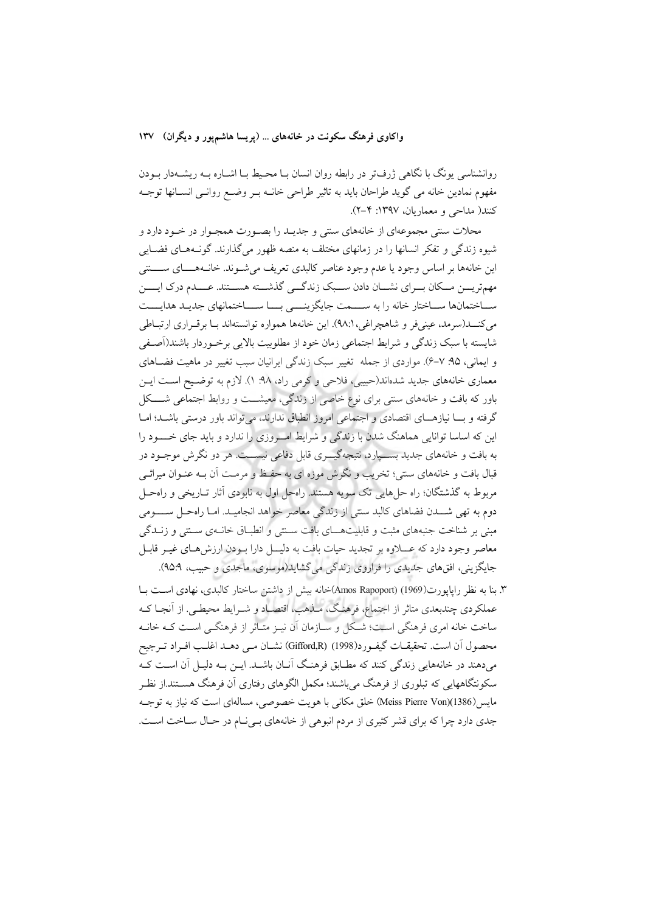روانشناسی یونگ با نگاهی ژرف‌تر در رابطه روان انسان بـا محـیط بـا اشـاره بـه ریشـه‌دار بـودن مفهوم نمادین خانه می گوید طراحان باید به تاثیر طراحی خانـه بـر وضـع روانـی انسـانها توجـه کنند( مداحی و معماریان، ۱۳۹۷: ۴-۲).

محلات سنتی مجموعه‌ای از خانه‌های سنتی و جدیـد را بصـورت همجـوار در خـود دارد و شیوه زندگی و تفکر انسانها را در زمانهای مختلف به منصه ظهور می‌گذارند. گونـه‌هـای فضـایی این خانه‌ها بر اساس وجود یا عدم وجود عناصر کالبدی تعریف می‌شـوند. خانـه‌هـای سـنتی مهم‌تریـن مـکان بـرای نشـان دادن سـبک زندگـی گذشـته هسـتند. عـدم درک ایـن سـاختمان‌ها سـاختار خانه را به سـمت جایگزینـی بـا سـاختمانهای جدیـد هدایـت می‌کنـد(سرمد، عینی‌فر و شاهچراغی، ۹۸:۱). این خانه‌ها همواره توانسته‌اند بـا برقـراری ارتبـاطی شایسته با سبک زندگی و شرایط اجتماعی زمان خود از مطلوبیت بالایی برخـوردار باشند(آصـفی و ایمانی، ۹۵: ۷-۶). مواردی از جمله تغییر سبک زندگی ایرانیان سبب تغییر در ماهیت فضـاهای معماری خانه‌های جدید شده‌اند(حبیبی، فلاحی و کرمی راد، ۹۸: ۱). لازم به توضـیح اسـت ایـن باور که بافت و خانه‌های سنتی برای نوع خاصی از زندگی، معیشـت و روابط اجتماعی شـکل گرفته و بـا نیازهـای اقتصادی و اجتماعی امروز انطباق ندارند، می‌تواند باور درستی باشـد؛ امـا این که اساسا توانایی هماهنگ شدن با زندگی و شرایط امـروزی را ندارد و باید جای خـود را به بافت و خانه‌های جدید بسـپارد، نتیجه‌گیـری قابل دفاعی نیسـت. هر دو نگرش موجـود در قبال بافت و خانه‌های سنتی؛ تخریب و نگرش موزه ای به حفـظ و مرمـت آن بـه عنـوان میراثـی مربوط به گذشتگان؛ راه حل‌هایی تک سویه هستند. راه‌حل اول به نابودی آثار تـاریخی و راه‌حـل دوم به تهی شـدن فضاهای کالبد سنتی از زندگی معاصر خواهد انجامیـد. امـا راه‌حـل سـومی مبنی بر شناخت جنبه‌های مثبت و قابلیت‌هـای بافت سـنتی و انطبـاق خانـه‌ی سـنتی و زنـدگی معاصر وجود دارد که عـلاوه بر تجدید حیات بافت به دلیـل دارا بـودن ارزش‌هـای غیـر قابـل جایگزینی، افق‌های جدیدی را فراروی زندگی می‌گشاید(موسوی، ماجدی و حبیب، ۹۵:۹).

۳. بنا به نظر راپاپورت(1969) (Amos Rapoport)خانه بیش از داشتن ساختار کالبدی، نهادی اسـت بـا عملکردی چندبعدی متاثر از اجتماع، فرهنـگ، مـذهب، اقتصـاد و شـرایط محیطـی. از آنجـا کـه ساخت خانه امری فرهنگی اسـت؛ شـکل و سـازمان آن نیـز متـأثر از فرهنگـی اسـت کـه خانـه محصول آن است. تحقیقـات گیفـورد(1998) (Gifford,R) نشـان مـی دهـد اغلـب افـراد تـرجیح می‌دهند در خانه‌هایی زندگی کنند که مطـابق فرهنـگ آنـان باشـد. ایـن بـه دلیـل آن اسـت کـه سکونتگاههایی که تبلوری از فرهنگ می‌باشند؛ مکمل الگوهای رفتاری آن فرهنگ هسـتند.از نظـر مایس(1386)(Meiss Pierre Von) خلق مکانی با هویت خصوصی، مساله‌ای است که نیاز به توجـه جدی دارد چرا که برای قشر کثیری از مردم انبوهی از خانه‌های بـی‌نـام در حـال سـاخت اسـت.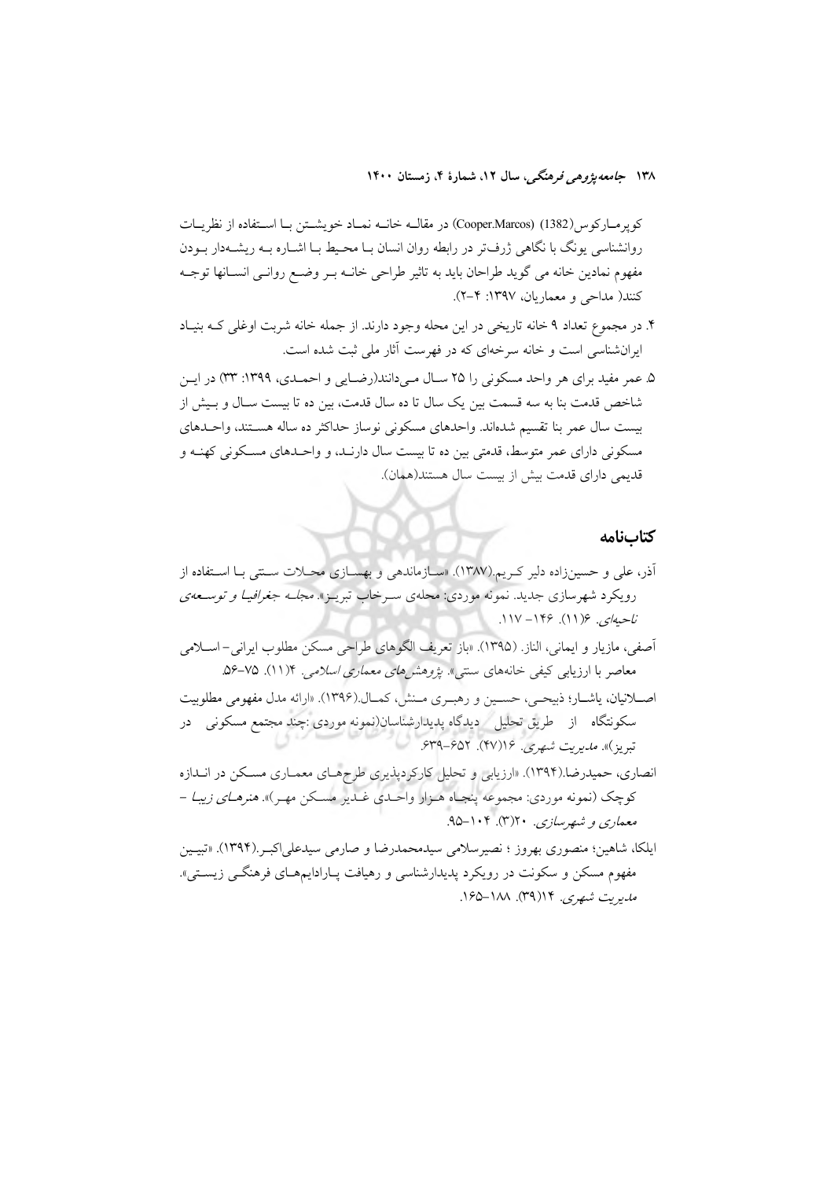کوپرمارکوس(1382) (Cooper.Marcos) در مقاله خانه نماد خویشتن با استفاده از نظریات روانشناسی یونگ با نگاهی ژرف‌تر در رابطه روان انسان با محیط با اشاره به ریشه‌دار بودن مفهوم نمادین خانه می گوید طراحان باید به تاثیر طراحی خانه بر وضع روانی انسانها توجه کنند( مداحی و معماریان، ۱۳۹۷: ۴-۲).

۴. در مجموع تعداد ۹ خانه تاریخی در این محله وجود دارند. از جمله خانه شربت اوغلی که بنیاد ایران‌شناسی است و خانه سرخه‌ای که در فهرست آثار ملی ثبت شده است.

۵. عمر مفید برای هر واحد مسکونی را ۲۵ سال می‌دانند(رضایی و احمدی، ۱۳۹۹: ۳۳) در این شاخص قدمت بنا به سه قسمت بین یک سال تا ده سال قدمت، بین ده تا بیست سال و بیش از بیست سال عمر بنا تقسیم شده‌اند. واحدهای مسکونی نوساز حداکثر ده ساله هستند، واحدهای مسکونی دارای عمر متوسط، قدمتی بین ده تا بیست سال دارند، و واحدهای مسکونی کهنه و قدیمی دارای قدمت بیش از بیست سال هستند(همان).

## کتاب‌نامه

آذر، علی و حسین‌زاده دلیر کریم.(۱۳۸۷). «سازماندهی و بهسازی محلات سنتی با استفاده از رویکرد شهرسازی جدید. نمونه موردی: محله‌ی سرخاب تبریز». *مجله جغرافیا و توسعه‌ی ناحیه‌ای*. ۶(۱۱). ۱۴۶– ۱۱۷.

آصفی، مازیار و ایمانی، الناز. (۱۳۹۵). «باز تعریف الگوهای طراحی مسکن مطلوب ایرانی–اسلامی معاصر با ارزیابی کیفی خانه‌های سنتی». *پژوهش‌های معماری اسلامی*. ۴(۱۱). ۷۵-۵۶.

اصلانیان، یاشار؛ ذبیحی، حسین و رهبری منش، کمال.(۱۳۹۶). «ارائه مدل مفهومی مطلوبیت سکونتگاه از طریق تحلیل دیدگاه پدیدارشناسان(نمونه موردی :چند مجتمع مسکونی در تبریز)». *مدیریت شهری*. ۱۶(۴۷). ۶۵۲-۶۳۹.

انصاری، حمیدرضا.(۱۳۹۴). «ارزیابی و تحلیل کارکردپذیری طرح‌های معماری مسکن در اندازه کوچک (نمونه موردی: مجموعه پنجاه هزار واحدی غدیر مسکن مهر)». *هنرهای زیبا – معماری و شهرسازی*. ۲۰(۳). ۱۰۴-۹۵.

ایلکا، شاهین؛ منصوری بهروز ؛ نصیرسلامی سیدمحمدرضا و صارمی سیدعلی‌اکبر.(۱۳۹۴). «تبیین مفهوم مسکن و سکونت در رویکرد پدیدارشناسی و رهیافت پارادایم‌های فرهنگی زیستی». *مدیریت شهری*. ۱۴(۳۹). ۱۸۸-۱۶۵.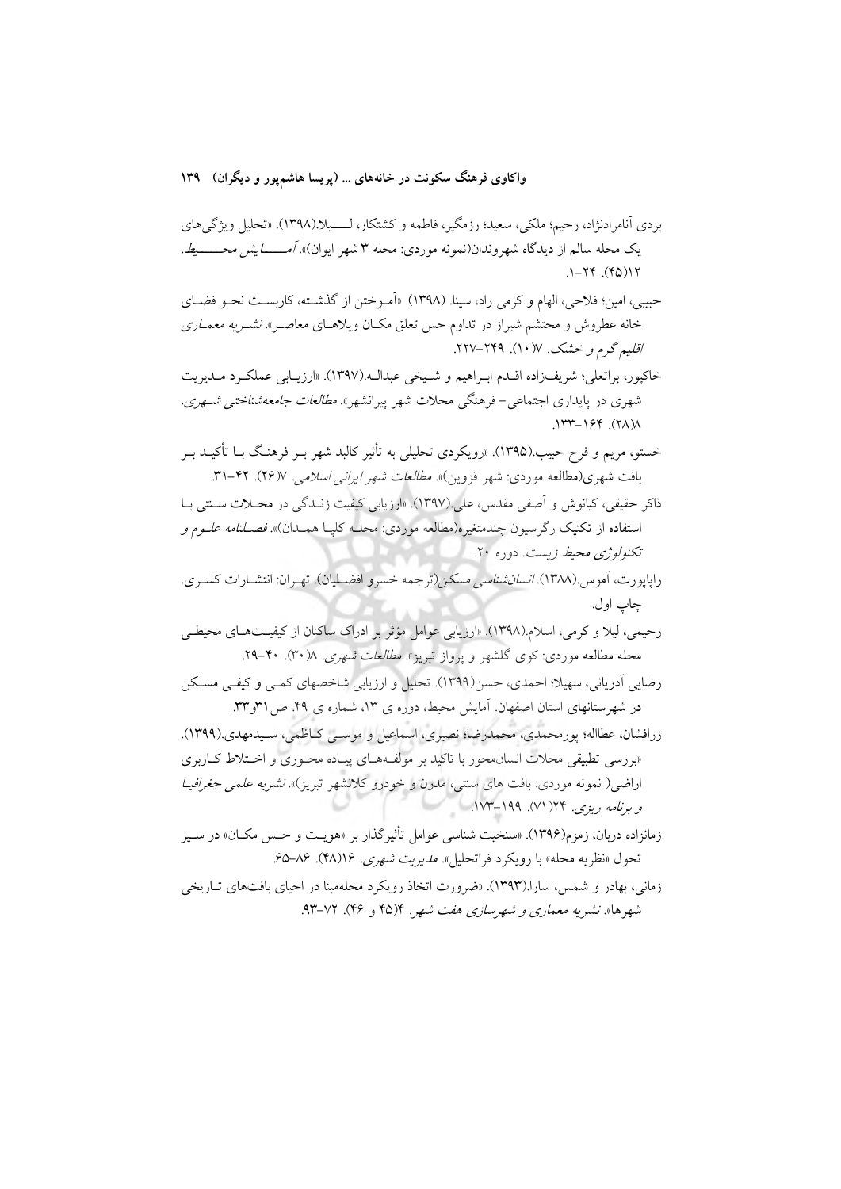بردی آنامرادنژاد، رحیم؛ ملکی، سعید؛ رزمگیر، فاطمه و کشتکار، لـــیلا.(۱۳۹۸). «تحلیل ویژگی‌های یک محله سالم از دیدگاه شهروندان(نمونه موردی: محله ۳ شهر ایوان)». *آمـــایش محـــیط*. ۱۲(۴۵). ۲۴-۱.

حبیبی، امین؛ فلاحی، الهام و کرمی راد، سینا. (۱۳۹۸). «آمـوختن از گذشـته، کاربسـت نحـو فضـای خانه عطروش و محتشم شیراز در تداوم حس تعلق مکـان ویلاهـای معاصـر». *نشـریه معمـاری اقلیم گرم و خشک*. ۷(۱۰). ۲۴۹-۲۲۷.

خاکپور، براتعلی؛ شریف‌زاده اقـدم ابـراهیم و شـیخی عبدالـه.(۱۳۹۷). «ارزیـابی عملکـرد مـدیریت شهری در پایداری اجتماعی- فرهنگی محلات شهر پیرانشهر». *مطالعات جامعه‌شناختی شـهری*. ۸(۲۸). ۱۶۴-۱۳۳.

خستو، مریم و فرح حبیب.(۱۳۹۵). «رویکردی تحلیلی به تأثیر کالبد شهر بـر فرهنـگ بـا تأکیـد بـر بافت شهری(مطالعه موردی: شهر قزوین)». *مطالعات شهر ایرانی اسلامی*. ۷(۲۶). ۴۲-۳۱.

ذاکر حقیقی، کیانوش و آصفی مقدس، علی.(۱۳۹۷). «ارزیابی کیفیت زنـدگی در محـلات سـنتی بـا استفاده از تکنیک رگرسیون چندمتغیره(مطالعه موردی: محلـه کلپـا همـدان)». *فصـلنامه علـوم و تکنولوژی محیط زیست*. دوره ۲۰.

راپاپورت، آموس.(۱۳۸۸). *انسان‌شناسی مسکن*(ترجمه خسرو افضـلیان). تهـران: انتشـارات کسـری. چاپ اول.

رحیمی، لیلا و کرمی، اسلام.(۱۳۹۸). «ارزیابی عوامل مؤثر بر ادراک ساکنان از کیفیـت‌هـای محیطـی محله مطالعه موردی: کوی گلشهر و پرواز تبریز». *مطالعات شهری*. ۸(۳۰). ۴۰-۲۹.

رضایی آدریانی، سهیلا؛ احمدی، حسن(۱۳۹۹). تحلیل و ارزیابی شاخصهای کمـی و کیفـی مسـکن در شهرستانهای استان اصفهان. آمایش محیط، دوره ی ۱۳، شماره ی ۴۹. ص۳۱و۳۳.

زرافشان، عطااله؛ پورمحمدی، محمدرضا؛ نصیری، اسماعیل و موسـی کـاظمی، سـیدمهدی.(۱۳۹۹). «بررسی تطبیقی محلات انسان‌محور با تاکید بر مولفـه‌هـای پیـاده محـوری و اخـتلاط کـاربری اراضی( نمونه موردی: بافت های سنتی، مدرن و خودرو کلانشهر تبریز)». *نشریه علمی جغرافیـا و برنامه ریزی*. ۲۴(۷۱). ۱۹۹-۱۷۳.

زمانزاده دربان، زمزم(۱۳۹۶). «سنخیت شناسی عوامل تأثیرگذار بر «هویـت و حـس مکـان» در سـیر تحول «نظریه محله» با رویکرد فراتحلیل». *مدیریت شهری*. ۱۶(۴۸). ۸۶-۶۵.

زمانی، بهادر و شمس، سارا.(۱۳۹۳). «ضرورت اتخاذ رویکرد محله‌مبنا در احیای بافت‌های تـاریخی شهرها». *نشریه معماری و شهرسازی هفت شهر*. ۴(۴۵ و ۴۶). ۷۲-۹۳.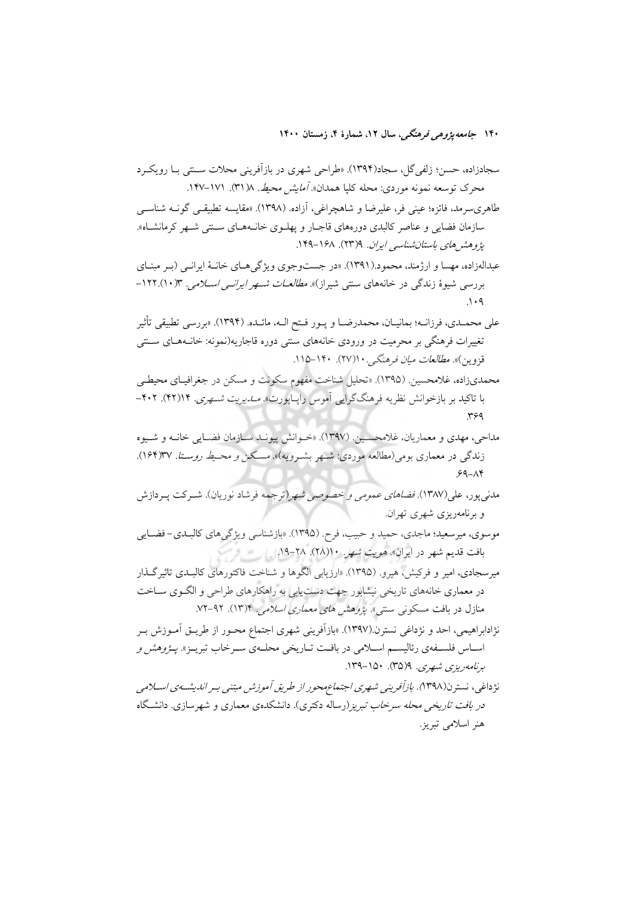سجادزاده، حسن؛ زلفی‌گل، سجاد(۱۳۹۴). «طراحی شهری در بازآفرینی محلات سنتی با رویکرد محرک توسعه نمونه موردی: محله کلپا همدان». *آمایش محیط*. ۸(۳۱). ۱۷۱-۱۴۷.

طاهری‌سرمد، فائزه؛ عینی فر، علیرضا و شاهچراغی، آزاده. (۱۳۹۸). «مقایسه تطبیقی گونه شناسی سازمان فضایی و عناصر کالبدی دوره‌های قاجار و پهلوی خانه‌های سنتی شهر کرمانشاه». *پژوهش‌های باستان‌شناسی ایران*. ۹(۲۳). ۱۶۸-۱۴۹.

عبداله‌زاده، مهسا و ارژمند، محمود.(۱۳۹۱). «در جست‌وجوی ویژگی‌های خانهٔ ایرانی (بر مبنای بررسی شیوهٔ زندگی در خانه‌های سنتی شیراز)». *مطالعات شهر ایرانی اسلامی*. ۳(۱۰).۱۲۲-۱۰۹.

علی محمدی، فرزانه؛ بمانیان، محمدرضا و پور فتح الـه، مائده. (۱۳۹۴). «بررسی تطبیقی تأثیر تغییرات فرهنگی بر محرمیت در ورودی خانه‌های سنتی دوره قاجاریه(نمونه: خانه‌های سنتی قزوین)». *مطالعات میان فرهنگی*.۱۰(۲۷). ۱۴۰-۱۱۵.

محمدی‌زاده، غلامحسین. (۱۳۹۵). «تحلیل شناخت مفهوم سکونت و مسکن در جغرافیای محیطی با تاکید بر بازخوانش نظریه فرهنگ‌گرایی آموس راپاپورت». *مدیریت شهری*. ۱۴(۴۲). ۴۰۲-۳۶۹.

مداحی، مهدی و معماریان، غلامحسین. (۱۳۹۷). «خوانش پیوند سازمان فضایی خانه و شیوه زندگی در معماری بومی(مطالعه موردی: شهر بشرویه)». *مسکن و محیط روستا*. ۳۷(۱۶۴). ۸۴-۶۹.

مدنی‌پور، علی(۱۳۸۷). *فضاهای عمومی و خصوصی شهر*(ترجمه فرشاد نوریان). شرکت پردازش و برنامه‌ریزی شهری تهران.

موسوی، میرسعید؛ ماجدی، حمید و حبیب، فرح. (۱۳۹۵). «بازشناسی ویژگی‌های کالبدی- فضایی بافت قدیم شهر در ایران». *هویت شهر*. ۱۰(۲۸). ۲۸-۱۹.

میرسجادی، امیر و فرکیش، هیرو. (۱۳۹۵). «ارزیابی الگوها و شناخت فاکتورهای کالبدی تاثیرگذار در معماری خانه‌های تاریخی نیشابور جهت دست‌یابی به راهکارهای طراحی و الگوی ساخت منازل در بافت مسکونی سنتی». *پژوهش های معماری اسلامی*. ۴(۱۳). ۹۲-۷۲.

نژادابراهیمی، احد و نژداغی نسترن.(۱۳۹۷). «بازآفرینی شهری اجتماع محور از طریق آموزش بر اساس فلسفه‌ی رئالیسم اسلامی در بافت تاریخی محله‌ی سرخاب تبریز». *پژوهش و برنامه‌ریزی شهری*. ۹(۳۵). ۱۵۰-۱۳۹.

نژداغی، نسترن(۱۳۹۸). *بازآفرینی شهری اجتماع‌محور از طریق آموزش مبتنی بر اندیشه‌ی اسلامی در بافت تاریخی محله سرخاب تبریز*(رساله دکتری). دانشکده‌ی معماری و شهرسازی. دانشگاه هنر اسلامی تبریز.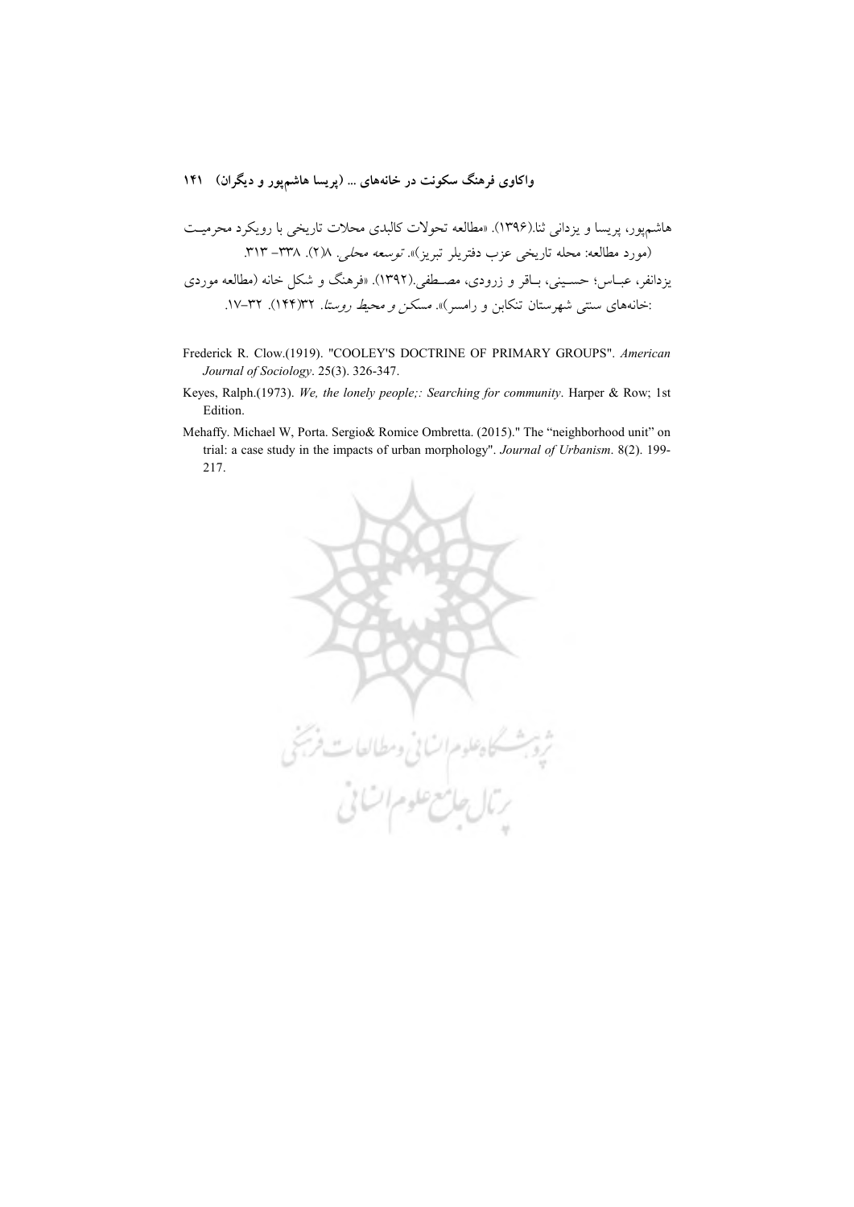هاشم‌پور، پریسا و یزدانی ثنا.(۱۳۹۶). «مطالعه تحولات کالبدی محلات تاریخی با رویکرد محرمیت (مورد مطالعه: محله تاریخی عزب دفتریلر تبریز)». *توسعه محلی*. ۸(۲). ۳۳۸– ۳۱۳.

یزدانفر، عباس؛ حسینی، باقر و زرودی، مصطفی.(۱۳۹۲). «فرهنگ و شکل خانه (مطالعه موردی :خانه‌های سنتی شهرستان تنکابن و رامسر)». *مسکن و محیط روستا*. ۳۲(۱۴۴). ۳۲–۱۷.

Frederick R. Clow.(1919). "COOLEY'S DOCTRINE OF PRIMARY GROUPS". *American Journal of Sociology*. 25(3). 326-347.

Keyes, Ralph.(1973). *We, the lonely people;: Searching for community*. Harper & Row; 1st Edition.

Mehaffy. Michael W, Porta. Sergio& Romice Ombretta. (2015)." The "neighborhood unit" on trial: a case study in the impacts of urban morphology". *Journal of Urbanism*. 8(2). 199-217.